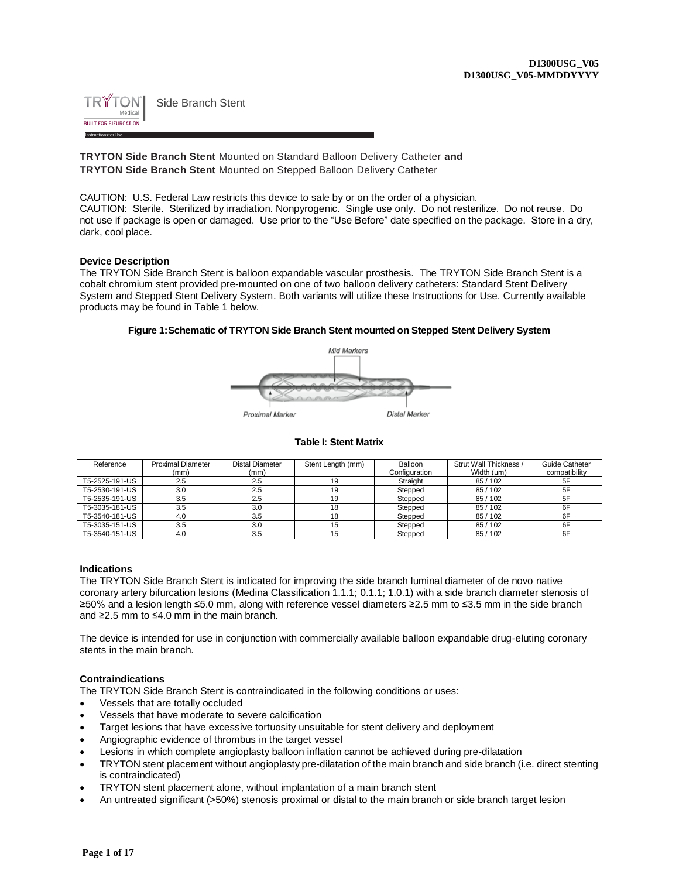D1300USG_V05
D1300USG_V05-MMDDYYYY

TRYTON Medical | Side Branch Stent

BUILT FOR BIFURCATION

Instructions for Use

**TRYTON Side Branch Stent** Mounted on Standard Balloon Delivery Catheter **and**
**TRYTON Side Branch Stent** Mounted on Stepped Balloon Delivery Catheter

CAUTION: U.S. Federal Law restricts this device to sale by or on the order of a physician.
CAUTION: Sterile. Sterilized by irradiation. Nonpyrogenic. Single use only. Do not resterilize. Do not reuse. Do not use if package is open or damaged. Use prior to the "Use Before" date specified on the package. Store in a dry, dark, cool place.

### Device Description

The TRYTON Side Branch Stent is balloon expandable vascular prosthesis. The TRYTON Side Branch Stent is a cobalt chromium stent provided pre-mounted on one of two balloon delivery catheters: Standard Stent Delivery System and Stepped Stent Delivery System. Both variants will utilize these Instructions for Use. Currently available products may be found in Table 1 below.

**Figure 1: Schematic of TRYTON Side Branch Stent mounted on Stepped Stent Delivery System**

Mid Markers

Proximal Marker

Distal Marker

**Table I: Stent Matrix**

| Reference | Proximal Diameter (mm) | Distal Diameter (mm) | Stent Length (mm) | Balloon Configuration | Strut Wall Thickness / Width (µm) | Guide Catheter compatibility |
|---|---|---|---|---|---|---|
| T5-2525-191-US | 2.5 | 2.5 | 19 | Straight | 85 / 102 | 5F |
| T5-2530-191-US | 3.0 | 2.5 | 19 | Stepped | 85 / 102 | 5F |
| T5-2535-191-US | 3.5 | 2.5 | 19 | Stepped | 85 / 102 | 5F |
| T5-3035-181-US | 3.5 | 3.0 | 18 | Stepped | 85 / 102 | 6F |
| T5-3540-181-US | 4.0 | 3.5 | 18 | Stepped | 85 / 102 | 6F |
| T5-3035-151-US | 3.5 | 3.0 | 15 | Stepped | 85 / 102 | 6F |
| T5-3540-151-US | 4.0 | 3.5 | 15 | Stepped | 85 / 102 | 6F |

### Indications

The TRYTON Side Branch Stent is indicated for improving the side branch luminal diameter of de novo native coronary artery bifurcation lesions (Medina Classification 1.1.1; 0.1.1; 1.0.1) with a side branch diameter stenosis of ≥50% and a lesion length ≤5.0 mm, along with reference vessel diameters ≥2.5 mm to ≤3.5 mm in the side branch and ≥2.5 mm to ≤4.0 mm in the main branch.

The device is intended for use in conjunction with commercially available balloon expandable drug-eluting coronary stents in the main branch.

### Contraindications

The TRYTON Side Branch Stent is contraindicated in the following conditions or uses:

- Vessels that are totally occluded
- Vessels that have moderate to severe calcification
- Target lesions that have excessive tortuosity unsuitable for stent delivery and deployment
- Angiographic evidence of thrombus in the target vessel
- Lesions in which complete angioplasty balloon inflation cannot be achieved during pre-dilatation
- TRYTON stent placement without angioplasty pre-dilatation of the main branch and side branch (i.e. direct stenting is contraindicated)
- TRYTON stent placement alone, without implantation of a main branch stent
- An untreated significant (>50%) stenosis proximal or distal to the main branch or side branch target lesion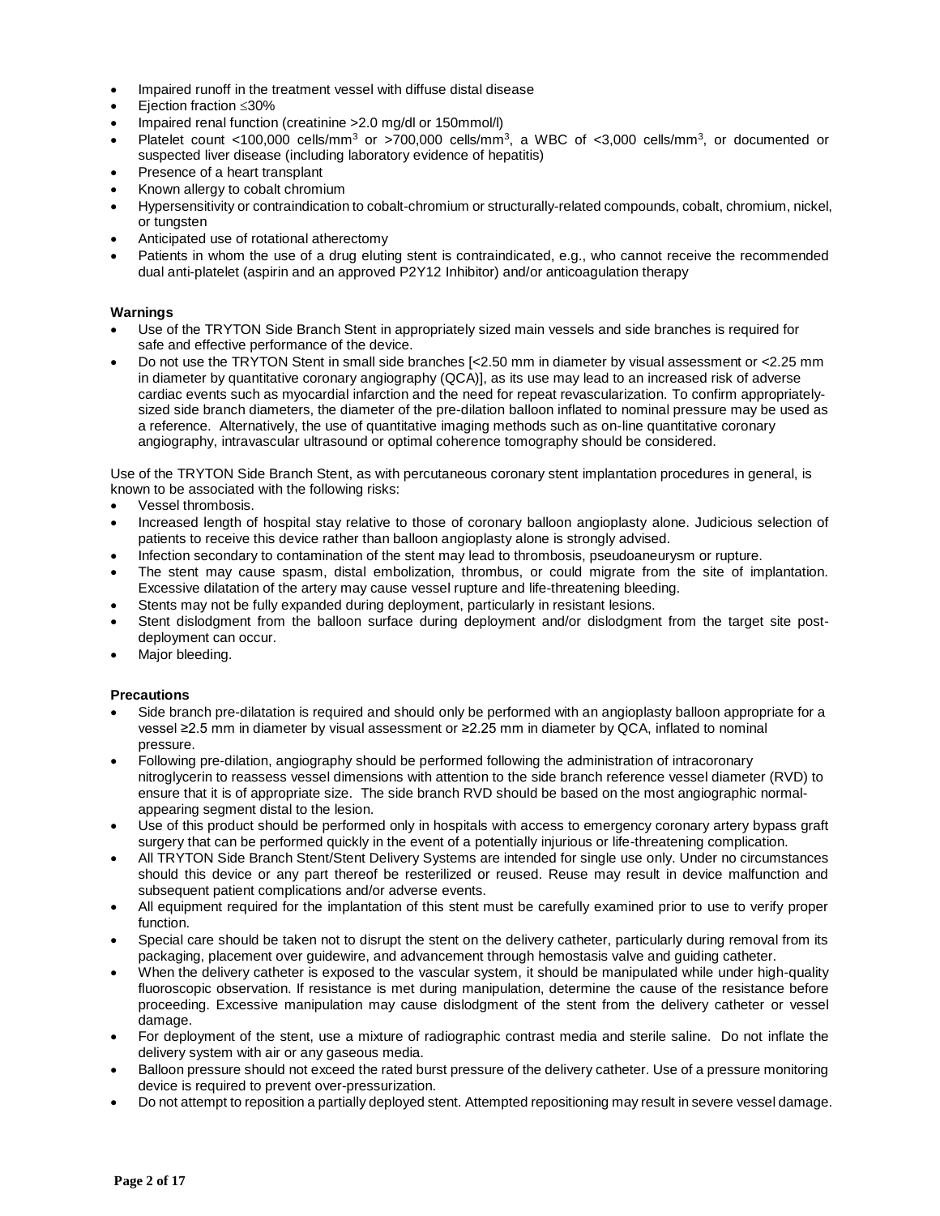- Impaired runoff in the treatment vessel with diffuse distal disease
- Ejection fraction ≤30%
- Impaired renal function (creatinine >2.0 mg/dl or 150mmol/l)
- Platelet count <100,000 cells/mm$^3$ or >700,000 cells/mm$^3$, a WBC of <3,000 cells/mm$^3$, or documented or suspected liver disease (including laboratory evidence of hepatitis)
- Presence of a heart transplant
- Known allergy to cobalt chromium
- Hypersensitivity or contraindication to cobalt-chromium or structurally-related compounds, cobalt, chromium, nickel, or tungsten
- Anticipated use of rotational atherectomy
- Patients in whom the use of a drug eluting stent is contraindicated, e.g., who cannot receive the recommended dual anti-platelet (aspirin and an approved P2Y12 Inhibitor) and/or anticoagulation therapy

**Warnings**

- Use of the TRYTON Side Branch Stent in appropriately sized main vessels and side branches is required for safe and effective performance of the device.
- Do not use the TRYTON Stent in small side branches [<2.50 mm in diameter by visual assessment or <2.25 mm in diameter by quantitative coronary angiography (QCA)], as its use may lead to an increased risk of adverse cardiac events such as myocardial infarction and the need for repeat revascularization. To confirm appropriately-sized side branch diameters, the diameter of the pre-dilation balloon inflated to nominal pressure may be used as a reference. Alternatively, the use of quantitative imaging methods such as on-line quantitative coronary angiography, intravascular ultrasound or optimal coherence tomography should be considered.

Use of the TRYTON Side Branch Stent, as with percutaneous coronary stent implantation procedures in general, is known to be associated with the following risks:

- Vessel thrombosis.
- Increased length of hospital stay relative to those of coronary balloon angioplasty alone. Judicious selection of patients to receive this device rather than balloon angioplasty alone is strongly advised.
- Infection secondary to contamination of the stent may lead to thrombosis, pseudoaneurysm or rupture.
- The stent may cause spasm, distal embolization, thrombus, or could migrate from the site of implantation. Excessive dilatation of the artery may cause vessel rupture and life-threatening bleeding.
- Stents may not be fully expanded during deployment, particularly in resistant lesions.
- Stent dislodgment from the balloon surface during deployment and/or dislodgment from the target site post-deployment can occur.
- Major bleeding.

**Precautions**

- Side branch pre-dilatation is required and should only be performed with an angioplasty balloon appropriate for a vessel ≥2.5 mm in diameter by visual assessment or ≥2.25 mm in diameter by QCA, inflated to nominal pressure.
- Following pre-dilation, angiography should be performed following the administration of intracoronary nitroglycerin to reassess vessel dimensions with attention to the side branch reference vessel diameter (RVD) to ensure that it is of appropriate size. The side branch RVD should be based on the most angiographic normal-appearing segment distal to the lesion.
- Use of this product should be performed only in hospitals with access to emergency coronary artery bypass graft surgery that can be performed quickly in the event of a potentially injurious or life-threatening complication.
- All TRYTON Side Branch Stent/Stent Delivery Systems are intended for single use only. Under no circumstances should this device or any part thereof be resterilized or reused. Reuse may result in device malfunction and subsequent patient complications and/or adverse events.
- All equipment required for the implantation of this stent must be carefully examined prior to use to verify proper function.
- Special care should be taken not to disrupt the stent on the delivery catheter, particularly during removal from its packaging, placement over guidewire, and advancement through hemostasis valve and guiding catheter.
- When the delivery catheter is exposed to the vascular system, it should be manipulated while under high-quality fluoroscopic observation. If resistance is met during manipulation, determine the cause of the resistance before proceeding. Excessive manipulation may cause dislodgment of the stent from the delivery catheter or vessel damage.
- For deployment of the stent, use a mixture of radiographic contrast media and sterile saline. Do not inflate the delivery system with air or any gaseous media.
- Balloon pressure should not exceed the rated burst pressure of the delivery catheter. Use of a pressure monitoring device is required to prevent over-pressurization.
- Do not attempt to reposition a partially deployed stent. Attempted repositioning may result in severe vessel damage.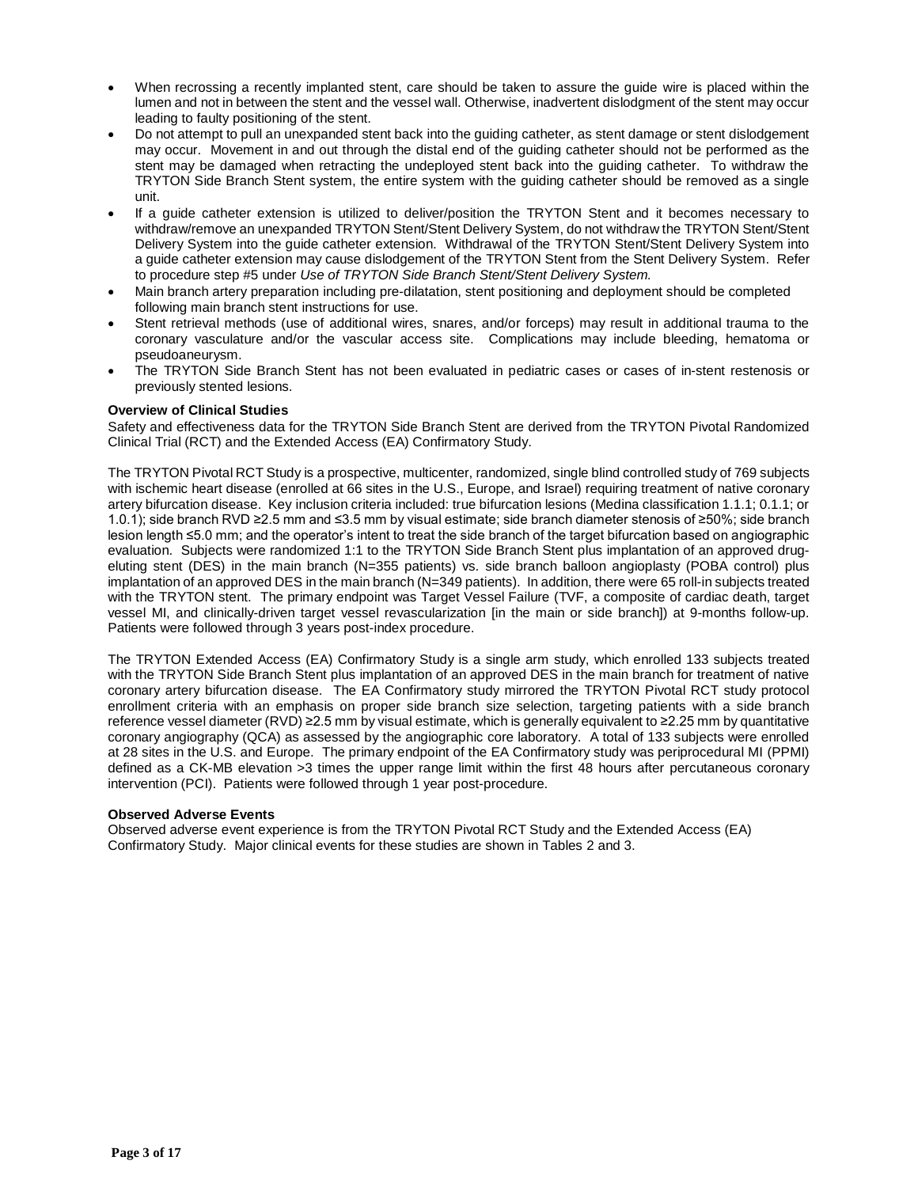- When recrossing a recently implanted stent, care should be taken to assure the guide wire is placed within the lumen and not in between the stent and the vessel wall. Otherwise, inadvertent dislodgment of the stent may occur leading to faulty positioning of the stent.
- Do not attempt to pull an unexpanded stent back into the guiding catheter, as stent damage or stent dislodgement may occur. Movement in and out through the distal end of the guiding catheter should not be performed as the stent may be damaged when retracting the undeployed stent back into the guiding catheter. To withdraw the TRYTON Side Branch Stent system, the entire system with the guiding catheter should be removed as a single unit.
- If a guide catheter extension is utilized to deliver/position the TRYTON Stent and it becomes necessary to withdraw/remove an unexpanded TRYTON Stent/Stent Delivery System, do not withdraw the TRYTON Stent/Stent Delivery System into the guide catheter extension. Withdrawal of the TRYTON Stent/Stent Delivery System into a guide catheter extension may cause dislodgement of the TRYTON Stent from the Stent Delivery System. Refer to procedure step #5 under *Use of TRYTON Side Branch Stent/Stent Delivery System.*
- Main branch artery preparation including pre-dilatation, stent positioning and deployment should be completed following main branch stent instructions for use.
- Stent retrieval methods (use of additional wires, snares, and/or forceps) may result in additional trauma to the coronary vasculature and/or the vascular access site. Complications may include bleeding, hematoma or pseudoaneurysm.
- The TRYTON Side Branch Stent has not been evaluated in pediatric cases or cases of in-stent restenosis or previously stented lesions.

**Overview of Clinical Studies**

Safety and effectiveness data for the TRYTON Side Branch Stent are derived from the TRYTON Pivotal Randomized Clinical Trial (RCT) and the Extended Access (EA) Confirmatory Study.

The TRYTON Pivotal RCT Study is a prospective, multicenter, randomized, single blind controlled study of 769 subjects with ischemic heart disease (enrolled at 66 sites in the U.S., Europe, and Israel) requiring treatment of native coronary artery bifurcation disease. Key inclusion criteria included: true bifurcation lesions (Medina classification 1.1.1; 0.1.1; or 1.0.1); side branch RVD ≥2.5 mm and ≤3.5 mm by visual estimate; side branch diameter stenosis of ≥50%; side branch lesion length ≤5.0 mm; and the operator's intent to treat the side branch of the target bifurcation based on angiographic evaluation. Subjects were randomized 1:1 to the TRYTON Side Branch Stent plus implantation of an approved drug-eluting stent (DES) in the main branch (N=355 patients) vs. side branch balloon angioplasty (POBA control) plus implantation of an approved DES in the main branch (N=349 patients). In addition, there were 65 roll-in subjects treated with the TRYTON stent. The primary endpoint was Target Vessel Failure (TVF, a composite of cardiac death, target vessel MI, and clinically-driven target vessel revascularization [in the main or side branch]) at 9-months follow-up. Patients were followed through 3 years post-index procedure.

The TRYTON Extended Access (EA) Confirmatory Study is a single arm study, which enrolled 133 subjects treated with the TRYTON Side Branch Stent plus implantation of an approved DES in the main branch for treatment of native coronary artery bifurcation disease. The EA Confirmatory study mirrored the TRYTON Pivotal RCT study protocol enrollment criteria with an emphasis on proper side branch size selection, targeting patients with a side branch reference vessel diameter (RVD) ≥2.5 mm by visual estimate, which is generally equivalent to ≥2.25 mm by quantitative coronary angiography (QCA) as assessed by the angiographic core laboratory. A total of 133 subjects were enrolled at 28 sites in the U.S. and Europe. The primary endpoint of the EA Confirmatory study was periprocedural MI (PPMI) defined as a CK-MB elevation >3 times the upper range limit within the first 48 hours after percutaneous coronary intervention (PCI). Patients were followed through 1 year post-procedure.

**Observed Adverse Events**

Observed adverse event experience is from the TRYTON Pivotal RCT Study and the Extended Access (EA) Confirmatory Study. Major clinical events for these studies are shown in Tables 2 and 3.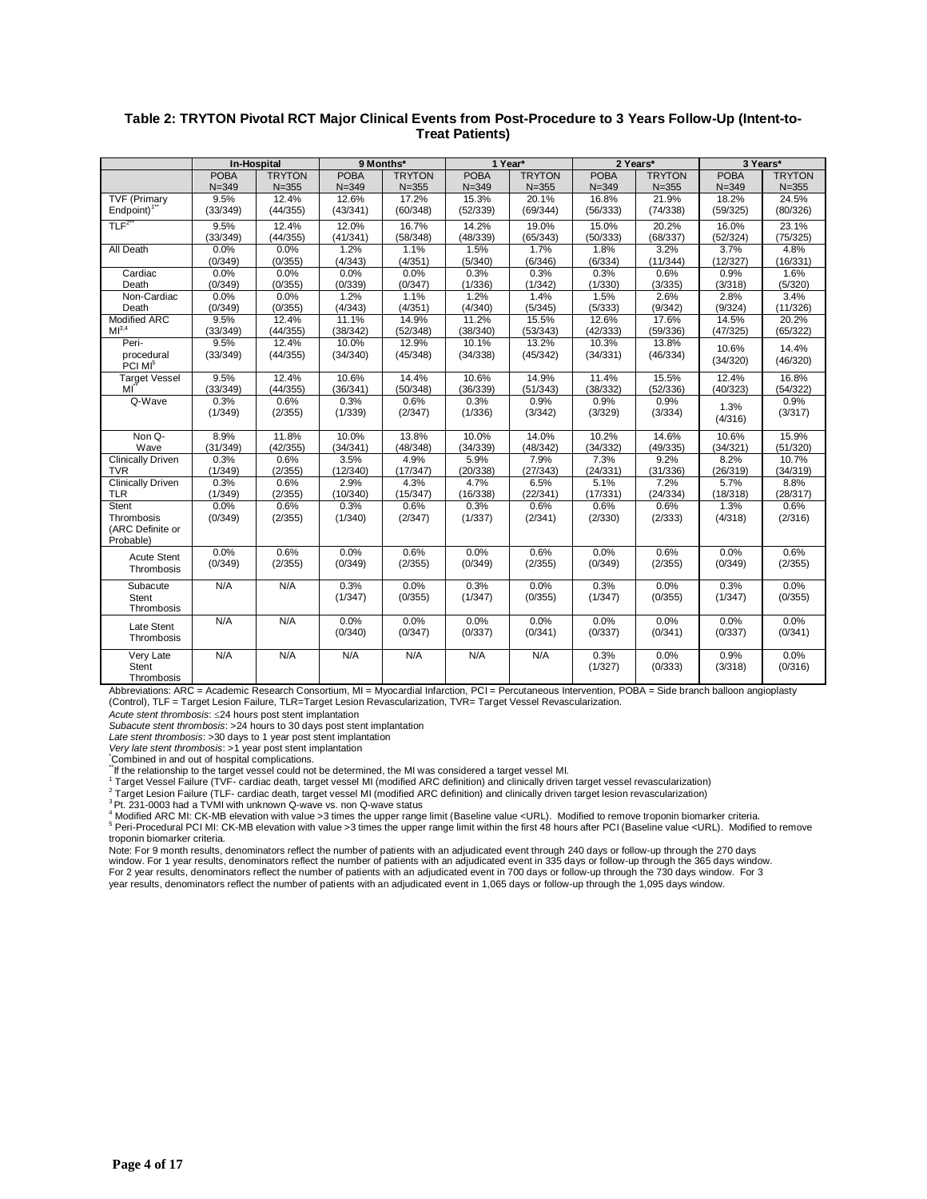**Table 2: TRYTON Pivotal RCT Major Clinical Events from Post-Procedure to 3 Years Follow-Up (Intent-to-Treat Patients)**

| | In-Hospital | | 9 Months* | | 1 Year* | | 2 Years* | | 3 Years* | |
|---|---|---|---|---|---|---|---|---|---|---|
| | POBA N=349 | TRYTON N=355 | POBA N=349 | TRYTON N=355 | POBA N=349 | TRYTON N=355 | POBA N=349 | TRYTON N=355 | POBA N=349 | TRYTON N=355 |
| TVF (Primary Endpoint)[1**] | 9.5% (33/349) | 12.4% (44/355) | 12.6% (43/341) | 17.2% (60/348) | 15.3% (52/339) | 20.1% (69/344) | 16.8% (56/333) | 21.9% (74/338) | 18.2% (59/325) | 24.5% (80/326) |
| TLF[2**] | 9.5% (33/349) | 12.4% (44/355) | 12.0% (41/341) | 16.7% (58/348) | 14.2% (48/339) | 19.0% (65/343) | 15.0% (50/333) | 20.2% (68/337) | 16.0% (52/324) | 23.1% (75/325) |
| All Death | 0.0% (0/349) | 0.0% (0/355) | 1.2% (4/343) | 1.1% (4/351) | 1.5% (5/340) | 1.7% (6/346) | 1.8% (6/334) | 3.2% (11/344) | 3.7% (12/327) | 4.8% (16/331) |
| Cardiac Death | 0.0% (0/349) | 0.0% (0/355) | 0.0% (0/339) | 0.0% (0/347) | 0.3% (1/336) | 0.3% (1/342) | 0.3% (1/330) | 0.6% (3/335) | 0.9% (3/318) | 1.6% (5/320) |
| Non-Cardiac Death | 0.0% (0/349) | 0.0% (0/355) | 1.2% (4/343) | 1.1% (4/351) | 1.2% (4/340) | 1.4% (5/345) | 1.5% (5/333) | 2.6% (9/342) | 2.8% (9/324) | 3.4% (11/326) |
| Modified ARC MI[3,4] | 9.5% (33/349) | 12.4% (44/355) | 11.1% (38/342) | 14.9% (52/348) | 11.2% (38/340) | 15.5% (53/343) | 12.6% (42/333) | 17.6% (59/336) | 14.5% (47/325) | 20.2% (65/322) |
| Peri-procedural PCI MI[5] | 9.5% (33/349) | 12.4% (44/355) | 10.0% (34/340) | 12.9% (45/348) | 10.1% (34/338) | 13.2% (45/342) | 10.3% (34/331) | 13.8% (46/334) | 10.6% (34/320) | 14.4% (46/320) |
| Target Vessel MI[**] | 9.5% (33/349) | 12.4% (44/355) | 10.6% (36/341) | 14.4% (50/348) | 10.6% (36/339) | 14.9% (51/343) | 11.4% (38/332) | 15.5% (52/336) | 12.4% (40/323) | 16.8% (54/322) |
| Q-Wave | 0.3% (1/349) | 0.6% (2/355) | 0.3% (1/339) | 0.6% (2/347) | 0.3% (1/336) | 0.9% (3/342) | 0.9% (3/329) | 0.9% (3/334) | 1.3% (4/316) | 0.9% (3/317) |
| Non Q-Wave | 8.9% (31/349) | 11.8% (42/355) | 10.0% (34/341) | 13.8% (48/348) | 10.0% (34/339) | 14.0% (48/342) | 10.2% (34/332) | 14.6% (49/335) | 10.6% (34/321) | 15.9% (51/320) |
| Clinically Driven TVR | 0.3% (1/349) | 0.6% (2/355) | 3.5% (12/340) | 4.9% (17/347) | 5.9% (20/338) | 7.9% (27/343) | 7.3% (24/331) | 9.2% (31/336) | 8.2% (26/319) | 10.7% (34/319) |
| Clinically Driven TLR | 0.3% (1/349) | 0.6% (2/355) | 2.9% (10/340) | 4.3% (15/347) | 4.7% (16/338) | 6.5% (22/341) | 5.1% (17/331) | 7.2% (24/334) | 5.7% (18/318) | 8.8% (28/317) |
| Stent Thrombosis (ARC Definite or Probable) | 0.0% (0/349) | 0.6% (2/355) | 0.3% (1/340) | 0.6% (2/347) | 0.3% (1/337) | 0.6% (2/341) | 0.6% (2/330) | 0.6% (2/333) | 1.3% (4/318) | 0.6% (2/316) |
| Acute Stent Thrombosis | 0.0% (0/349) | 0.6% (2/355) | 0.0% (0/349) | 0.6% (2/355) | 0.0% (0/349) | 0.6% (2/355) | 0.0% (0/349) | 0.6% (2/355) | 0.0% (0/349) | 0.6% (2/355) |
| Subacute Stent Thrombosis | N/A | N/A | 0.3% (1/347) | 0.0% (0/355) | 0.3% (1/347) | 0.0% (0/355) | 0.3% (1/347) | 0.0% (0/355) | 0.3% (1/347) | 0.0% (0/355) |
| Late Stent Thrombosis | N/A | N/A | 0.0% (0/340) | 0.0% (0/347) | 0.0% (0/337) | 0.0% (0/341) | 0.0% (0/337) | 0.0% (0/341) | 0.0% (0/337) | 0.0% (0/341) |
| Very Late Stent Thrombosis | N/A | N/A | N/A | N/A | N/A | N/A | 0.3% (1/327) | 0.0% (0/333) | 0.9% (3/318) | 0.0% (0/316) |

Abbreviations: ARC = Academic Research Consortium, MI = Myocardial Infarction, PCI = Percutaneous Intervention, POBA = Side branch balloon angioplasty (Control), TLF = Target Lesion Failure, TLR=Target Lesion Revascularization, TVR= Target Vessel Revascularization.

*Acute stent thrombosis*: ≤24 hours post stent implantation

*Subacute stent thrombosis*: >24 hours to 30 days post stent implantation

*Late stent thrombosis*: >30 days to 1 year post stent implantation

*Very late stent thrombosis*: >1 year post stent implantation

*Combined in and out of hospital complications.

**If the relationship to the target vessel could not be determined, the MI was considered a target vessel MI.

[1] Target Vessel Failure (TVF- cardiac death, target vessel MI (modified ARC definition) and clinically driven target vessel revascularization)

[2] Target Lesion Failure (TLF- cardiac death, target vessel MI (modified ARC definition) and clinically driven target lesion revascularization)

[3] Pt. 231-0003 had a TVMI with unknown Q-wave vs. non Q-wave status

[4] Modified ARC MI: CK-MB elevation with value >3 times the upper range limit (Baseline value <URL). Modified to remove troponin biomarker criteria.

[5] Peri-Procedural PCI MI: CK-MB elevation with value >3 times the upper range limit within the first 48 hours after PCI (Baseline value <URL). Modified to remove troponin biomarker criteria.

Note: For 9 month results, denominators reflect the number of patients with an adjudicated event through 240 days or follow-up through the 270 days window. For 1 year results, denominators reflect the number of patients with an adjudicated event in 335 days or follow-up through the 365 days window. For 2 year results, denominators reflect the number of patients with an adjudicated event in 700 days or follow-up through the 730 days window. For 3 year results, denominators reflect the number of patients with an adjudicated event in 1,065 days or follow-up through the 1,095 days window.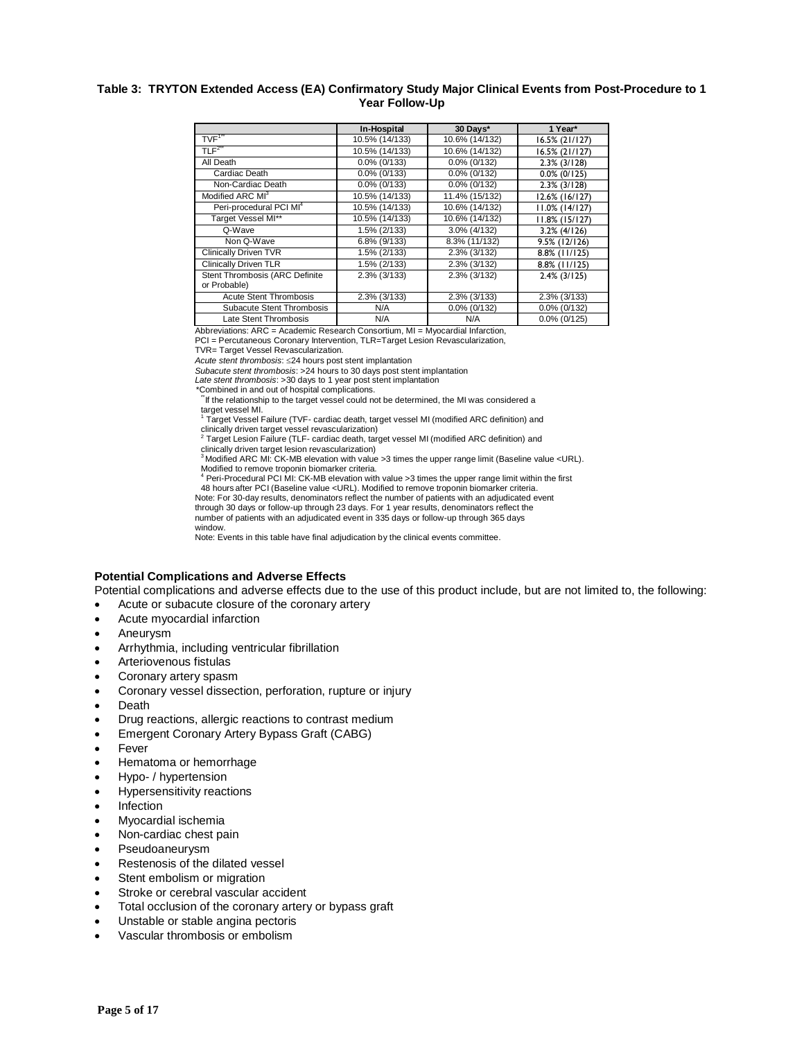**Table 3: TRYTON Extended Access (EA) Confirmatory Study Major Clinical Events from Post-Procedure to 1 Year Follow-Up**

| | In-Hospital | 30 Days* | 1 Year* |
|---|---|---|---|
| TVF[1**] | 10.5% (14/133) | 10.6% (14/132) | 16.5% (21/127) |
| TLF[2**] | 10.5% (14/133) | 10.6% (14/132) | 16.5% (21/127) |
| All Death | 0.0% (0/133) | 0.0% (0/132) | 2.3% (3/128) |
| Cardiac Death | 0.0% (0/133) | 0.0% (0/132) | 0.0% (0/125) |
| Non-Cardiac Death | 0.0% (0/133) | 0.0% (0/132) | 2.3% (3/128) |
| Modified ARC MI[3] | 10.5% (14/133) | 11.4% (15/132) | 12.6% (16/127) |
| Peri-procedural PCI MI[4] | 10.5% (14/133) | 10.6% (14/132) | 11.0% (14/127) |
| Target Vessel MI** | 10.5% (14/133) | 10.6% (14/132) | 11.8% (15/127) |
| Q-Wave | 1.5% (2/133) | 3.0% (4/132) | 3.2% (4/126) |
| Non Q-Wave | 6.8% (9/133) | 8.3% (11/132) | 9.5% (12/126) |
| Clinically Driven TVR | 1.5% (2/133) | 2.3% (3/132) | 8.8% (11/125) |
| Clinically Driven TLR | 1.5% (2/133) | 2.3% (3/132) | 8.8% (11/125) |
| Stent Thrombosis (ARC Definite or Probable) | 2.3% (3/133) | 2.3% (3/132) | 2.4% (3/125) |
| Acute Stent Thrombosis | 2.3% (3/133) | 2.3% (3/133) | 2.3% (3/133) |
| Subacute Stent Thrombosis | N/A | 0.0% (0/132) | 0.0% (0/132) |
| Late Stent Thrombosis | N/A | N/A | 0.0% (0/125) |

Abbreviations: ARC = Academic Research Consortium, MI = Myocardial Infarction, PCI = Percutaneous Coronary Intervention, TLR=Target Lesion Revascularization, TVR= Target Vessel Revascularization.

*Acute stent thrombosis*: ≤24 hours post stent implantation

*Subacute stent thrombosis*: >24 hours to 30 days post stent implantation

*Late stent thrombosis*: >30 days to 1 year post stent implantation

*Combined in and out of hospital complications.

**If the relationship to the target vessel could not be determined, the MI was considered a target vessel MI.

[1] Target Vessel Failure (TVF- cardiac death, target vessel MI (modified ARC definition) and clinically driven target vessel revascularization)

[2] Target Lesion Failure (TLF- cardiac death, target vessel MI (modified ARC definition) and clinically driven target lesion revascularization)

[3] Modified ARC MI: CK-MB elevation with value >3 times the upper range limit (Baseline value <URL). Modified to remove troponin biomarker criteria.

[4] Peri-Procedural PCI MI: CK-MB elevation with value >3 times the upper range limit within the first 48 hours after PCI (Baseline value <URL). Modified to remove troponin biomarker criteria.

Note: For 30-day results, denominators reflect the number of patients with an adjudicated event through 30 days or follow-up through 23 days. For 1 year results, denominators reflect the number of patients with an adjudicated event in 335 days or follow-up through 365 days window.

Note: Events in this table have final adjudication by the clinical events committee.

**Potential Complications and Adverse Effects**

Potential complications and adverse effects due to the use of this product include, but are not limited to, the following:

- Acute or subacute closure of the coronary artery
- Acute myocardial infarction
- Aneurysm
- Arrhythmia, including ventricular fibrillation
- Arteriovenous fistulas
- Coronary artery spasm
- Coronary vessel dissection, perforation, rupture or injury
- Death
- Drug reactions, allergic reactions to contrast medium
- Emergent Coronary Artery Bypass Graft (CABG)
- Fever
- Hematoma or hemorrhage
- Hypo- / hypertension
- Hypersensitivity reactions
- Infection
- Myocardial ischemia
- Non-cardiac chest pain
- Pseudoaneurysm
- Restenosis of the dilated vessel
- Stent embolism or migration
- Stroke or cerebral vascular accident
- Total occlusion of the coronary artery or bypass graft
- Unstable or stable angina pectoris
- Vascular thrombosis or embolism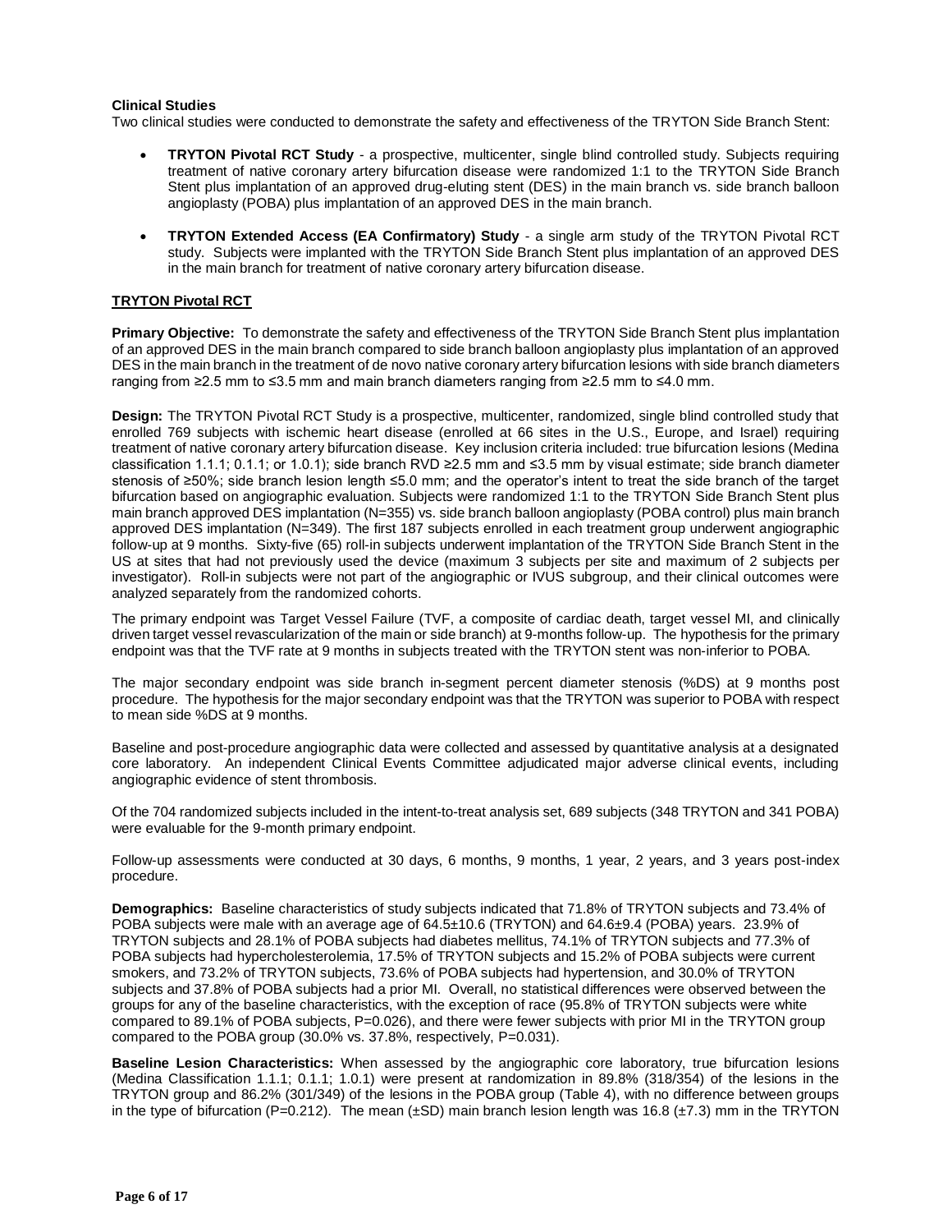**Clinical Studies**
Two clinical studies were conducted to demonstrate the safety and effectiveness of the TRYTON Side Branch Stent:

- **TRYTON Pivotal RCT Study** - a prospective, multicenter, single blind controlled study. Subjects requiring treatment of native coronary artery bifurcation disease were randomized 1:1 to the TRYTON Side Branch Stent plus implantation of an approved drug-eluting stent (DES) in the main branch vs. side branch balloon angioplasty (POBA) plus implantation of an approved DES in the main branch.
- **TRYTON Extended Access (EA Confirmatory) Study** - a single arm study of the TRYTON Pivotal RCT study. Subjects were implanted with the TRYTON Side Branch Stent plus implantation of an approved DES in the main branch for treatment of native coronary artery bifurcation disease.

**TRYTON Pivotal RCT**

**Primary Objective:** To demonstrate the safety and effectiveness of the TRYTON Side Branch Stent plus implantation of an approved DES in the main branch compared to side branch balloon angioplasty plus implantation of an approved DES in the main branch in the treatment of de novo native coronary artery bifurcation lesions with side branch diameters ranging from ≥2.5 mm to ≤3.5 mm and main branch diameters ranging from ≥2.5 mm to ≤4.0 mm.

**Design:** The TRYTON Pivotal RCT Study is a prospective, multicenter, randomized, single blind controlled study that enrolled 769 subjects with ischemic heart disease (enrolled at 66 sites in the U.S., Europe, and Israel) requiring treatment of native coronary artery bifurcation disease. Key inclusion criteria included: true bifurcation lesions (Medina classification 1.1.1; 0.1.1; or 1.0.1); side branch RVD ≥2.5 mm and ≤3.5 mm by visual estimate; side branch diameter stenosis of ≥50%; side branch lesion length ≤5.0 mm; and the operator's intent to treat the side branch of the target bifurcation based on angiographic evaluation. Subjects were randomized 1:1 to the TRYTON Side Branch Stent plus main branch approved DES implantation (N=355) vs. side branch balloon angioplasty (POBA control) plus main branch approved DES implantation (N=349). The first 187 subjects enrolled in each treatment group underwent angiographic follow-up at 9 months. Sixty-five (65) roll-in subjects underwent implantation of the TRYTON Side Branch Stent in the US at sites that had not previously used the device (maximum 3 subjects per site and maximum of 2 subjects per investigator). Roll-in subjects were not part of the angiographic or IVUS subgroup, and their clinical outcomes were analyzed separately from the randomized cohorts.

The primary endpoint was Target Vessel Failure (TVF, a composite of cardiac death, target vessel MI, and clinically driven target vessel revascularization of the main or side branch) at 9-months follow-up. The hypothesis for the primary endpoint was that the TVF rate at 9 months in subjects treated with the TRYTON stent was non-inferior to POBA.

The major secondary endpoint was side branch in-segment percent diameter stenosis (%DS) at 9 months post procedure. The hypothesis for the major secondary endpoint was that the TRYTON was superior to POBA with respect to mean side %DS at 9 months.

Baseline and post-procedure angiographic data were collected and assessed by quantitative analysis at a designated core laboratory. An independent Clinical Events Committee adjudicated major adverse clinical events, including angiographic evidence of stent thrombosis.

Of the 704 randomized subjects included in the intent-to-treat analysis set, 689 subjects (348 TRYTON and 341 POBA) were evaluable for the 9-month primary endpoint.

Follow-up assessments were conducted at 30 days, 6 months, 9 months, 1 year, 2 years, and 3 years post-index procedure.

**Demographics:** Baseline characteristics of study subjects indicated that 71.8% of TRYTON subjects and 73.4% of POBA subjects were male with an average age of 64.5±10.6 (TRYTON) and 64.6±9.4 (POBA) years. 23.9% of TRYTON subjects and 28.1% of POBA subjects had diabetes mellitus, 74.1% of TRYTON subjects and 77.3% of POBA subjects had hypercholesterolemia, 17.5% of TRYTON subjects and 15.2% of POBA subjects were current smokers, and 73.2% of TRYTON subjects, 73.6% of POBA subjects had hypertension, and 30.0% of TRYTON subjects and 37.8% of POBA subjects had a prior MI. Overall, no statistical differences were observed between the groups for any of the baseline characteristics, with the exception of race (95.8% of TRYTON subjects were white compared to 89.1% of POBA subjects, P=0.026), and there were fewer subjects with prior MI in the TRYTON group compared to the POBA group (30.0% vs. 37.8%, respectively, P=0.031).

**Baseline Lesion Characteristics:** When assessed by the angiographic core laboratory, true bifurcation lesions (Medina Classification 1.1.1; 0.1.1; 1.0.1) were present at randomization in 89.8% (318/354) of the lesions in the TRYTON group and 86.2% (301/349) of the lesions in the POBA group (Table 4), with no difference between groups in the type of bifurcation (P=0.212). The mean (±SD) main branch lesion length was 16.8 (±7.3) mm in the TRYTON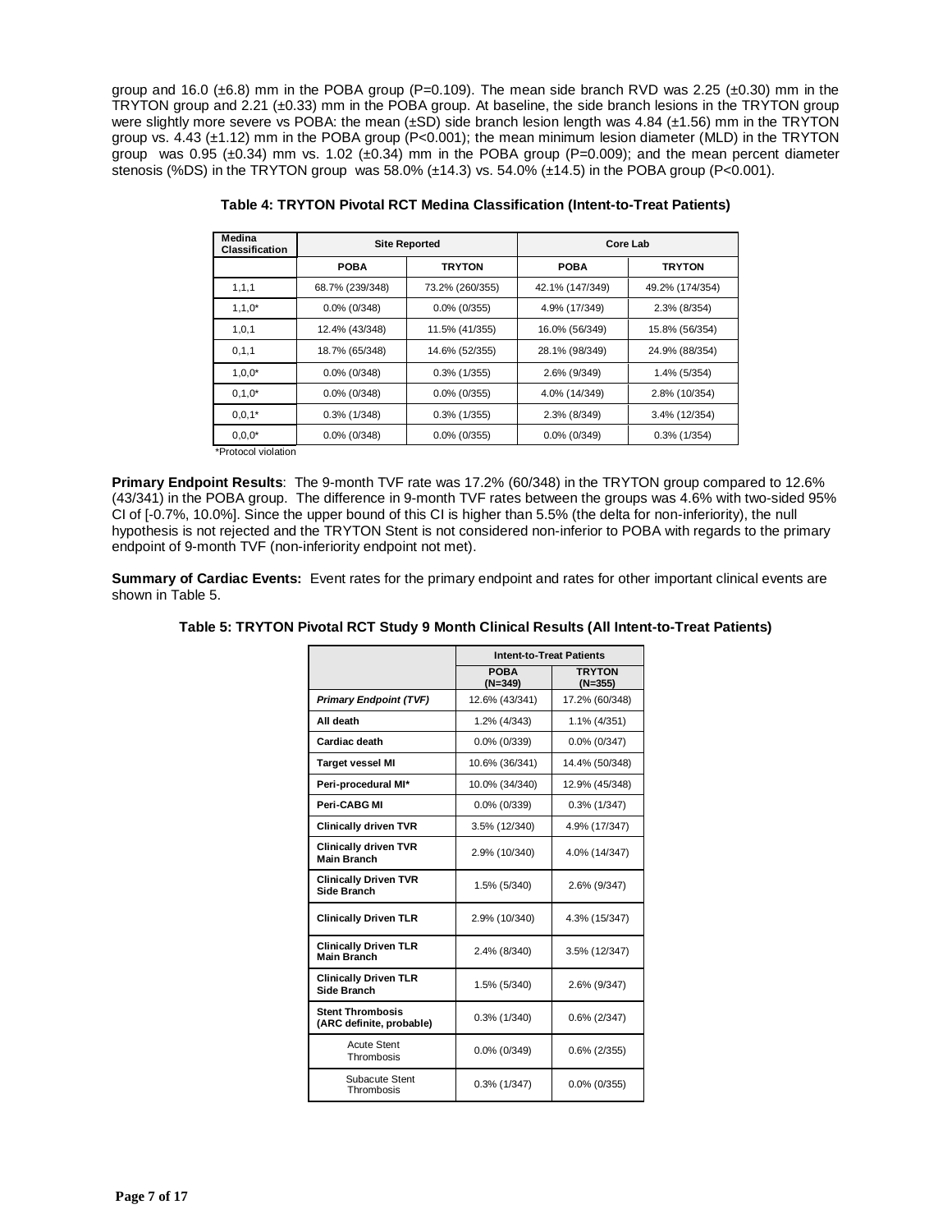group and 16.0 (±6.8) mm in the POBA group (P=0.109). The mean side branch RVD was 2.25 (±0.30) mm in the TRYTON group and 2.21 (±0.33) mm in the POBA group. At baseline, the side branch lesions in the TRYTON group were slightly more severe vs POBA: the mean (±SD) side branch lesion length was 4.84 (±1.56) mm in the TRYTON group vs. 4.43 (±1.12) mm in the POBA group (P<0.001); the mean minimum lesion diameter (MLD) in the TRYTON group was 0.95 (±0.34) mm vs. 1.02 (±0.34) mm in the POBA group (P=0.009); and the mean percent diameter stenosis (%DS) in the TRYTON group was 58.0% (±14.3) vs. 54.0% (±14.5) in the POBA group (P<0.001).

**Table 4: TRYTON Pivotal RCT Medina Classification (Intent-to-Treat Patients)**

| Medina Classification | Site Reported | | Core Lab | |
|---|---|---|---|---|
| | POBA | TRYTON | POBA | TRYTON |
| 1,1,1 | 68.7% (239/348) | 73.2% (260/355) | 42.1% (147/349) | 49.2% (174/354) |
| 1,1,0* | 0.0% (0/348) | 0.0% (0/355) | 4.9% (17/349) | 2.3% (8/354) |
| 1,0,1 | 12.4% (43/348) | 11.5% (41/355) | 16.0% (56/349) | 15.8% (56/354) |
| 0,1,1 | 18.7% (65/348) | 14.6% (52/355) | 28.1% (98/349) | 24.9% (88/354) |
| 1,0,0* | 0.0% (0/348) | 0.3% (1/355) | 2.6% (9/349) | 1.4% (5/354) |
| 0,1,0* | 0.0% (0/348) | 0.0% (0/355) | 4.0% (14/349) | 2.8% (10/354) |
| 0,0,1* | 0.3% (1/348) | 0.3% (1/355) | 2.3% (8/349) | 3.4% (12/354) |
| 0,0,0* | 0.0% (0/348) | 0.0% (0/355) | 0.0% (0/349) | 0.3% (1/354) |

*Protocol violation

**Primary Endpoint Results**: The 9-month TVF rate was 17.2% (60/348) in the TRYTON group compared to 12.6% (43/341) in the POBA group. The difference in 9-month TVF rates between the groups was 4.6% with two-sided 95% CI of [-0.7%, 10.0%]. Since the upper bound of this CI is higher than 5.5% (the delta for non-inferiority), the null hypothesis is not rejected and the TRYTON Stent is not considered non-inferior to POBA with regards to the primary endpoint of 9-month TVF (non-inferiority endpoint not met).

**Summary of Cardiac Events:** Event rates for the primary endpoint and rates for other important clinical events are shown in Table 5.

**Table 5: TRYTON Pivotal RCT Study 9 Month Clinical Results (All Intent-to-Treat Patients)**

| | Intent-to-Treat Patients | |
|---|---|---|
| | POBA (N=349) | TRYTON (N=355) |
| ***Primary Endpoint (TVF)*** | 12.6% (43/341) | 17.2% (60/348) |
| **All death** | 1.2% (4/343) | 1.1% (4/351) |
| **Cardiac death** | 0.0% (0/339) | 0.0% (0/347) |
| **Target vessel MI** | 10.6% (36/341) | 14.4% (50/348) |
| **Peri-procedural MI*** | 10.0% (34/340) | 12.9% (45/348) |
| **Peri-CABG MI** | 0.0% (0/339) | 0.3% (1/347) |
| **Clinically driven TVR** | 3.5% (12/340) | 4.9% (17/347) |
| **Clinically driven TVR Main Branch** | 2.9% (10/340) | 4.0% (14/347) |
| **Clinically Driven TVR Side Branch** | 1.5% (5/340) | 2.6% (9/347) |
| **Clinically Driven TLR** | 2.9% (10/340) | 4.3% (15/347) |
| **Clinically Driven TLR Main Branch** | 2.4% (8/340) | 3.5% (12/347) |
| **Clinically Driven TLR Side Branch** | 1.5% (5/340) | 2.6% (9/347) |
| **Stent Thrombosis (ARC definite, probable)** | 0.3% (1/340) | 0.6% (2/347) |
| Acute Stent Thrombosis | 0.0% (0/349) | 0.6% (2/355) |
| Subacute Stent Thrombosis | 0.3% (1/347) | 0.0% (0/355) |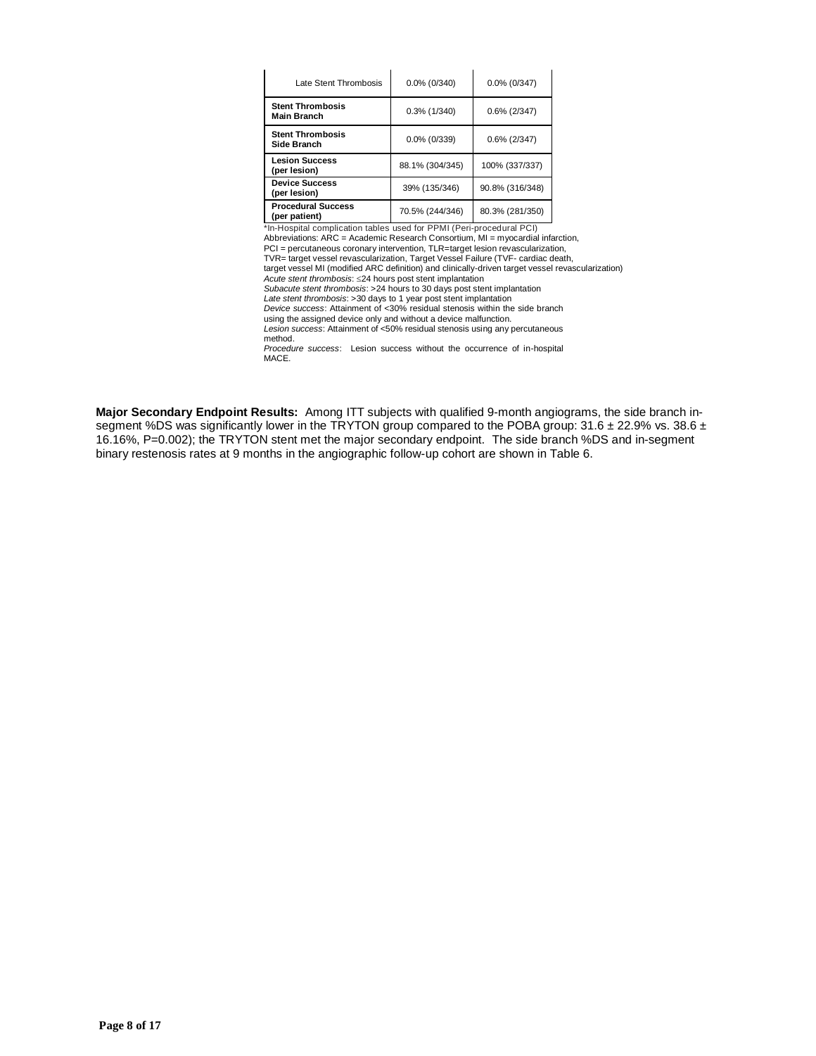| | | |
|---|---|---|
| Late Stent Thrombosis | 0.0% (0/340) | 0.0% (0/347) |
| **Stent Thrombosis Main Branch** | 0.3% (1/340) | 0.6% (2/347) |
| **Stent Thrombosis Side Branch** | 0.0% (0/339) | 0.6% (2/347) |
| **Lesion Success (per lesion)** | 88.1% (304/345) | 100% (337/337) |
| **Device Success (per lesion)** | 39% (135/346) | 90.8% (316/348) |
| **Procedural Success (per patient)** | 70.5% (244/346) | 80.3% (281/350) |

*In-Hospital complication tables used for PPMI (Peri-procedural PCI)
Abbreviations: ARC = Academic Research Consortium, MI = myocardial infarction, PCI = percutaneous coronary intervention, TLR=target lesion revascularization, TVR= target vessel revascularization, Target Vessel Failure (TVF- cardiac death, target vessel MI (modified ARC definition) and clinically-driven target vessel revascularization)
*Acute stent thrombosis*: ≤24 hours post stent implantation
*Subacute stent thrombosis*: >24 hours to 30 days post stent implantation
*Late stent thrombosis*: >30 days to 1 year post stent implantation
*Device success*: Attainment of <30% residual stenosis within the side branch using the assigned device only and without a device malfunction.
*Lesion success*: Attainment of <50% residual stenosis using any percutaneous method.
*Procedure success*: Lesion success without the occurrence of in-hospital MACE.

**Major Secondary Endpoint Results:** Among ITT subjects with qualified 9-month angiograms, the side branch in-segment %DS was significantly lower in the TRYTON group compared to the POBA group: 31.6 ± 22.9% vs. 38.6 ± 16.16%, P=0.002); the TRYTON stent met the major secondary endpoint. The side branch %DS and in-segment binary restenosis rates at 9 months in the angiographic follow-up cohort are shown in Table 6.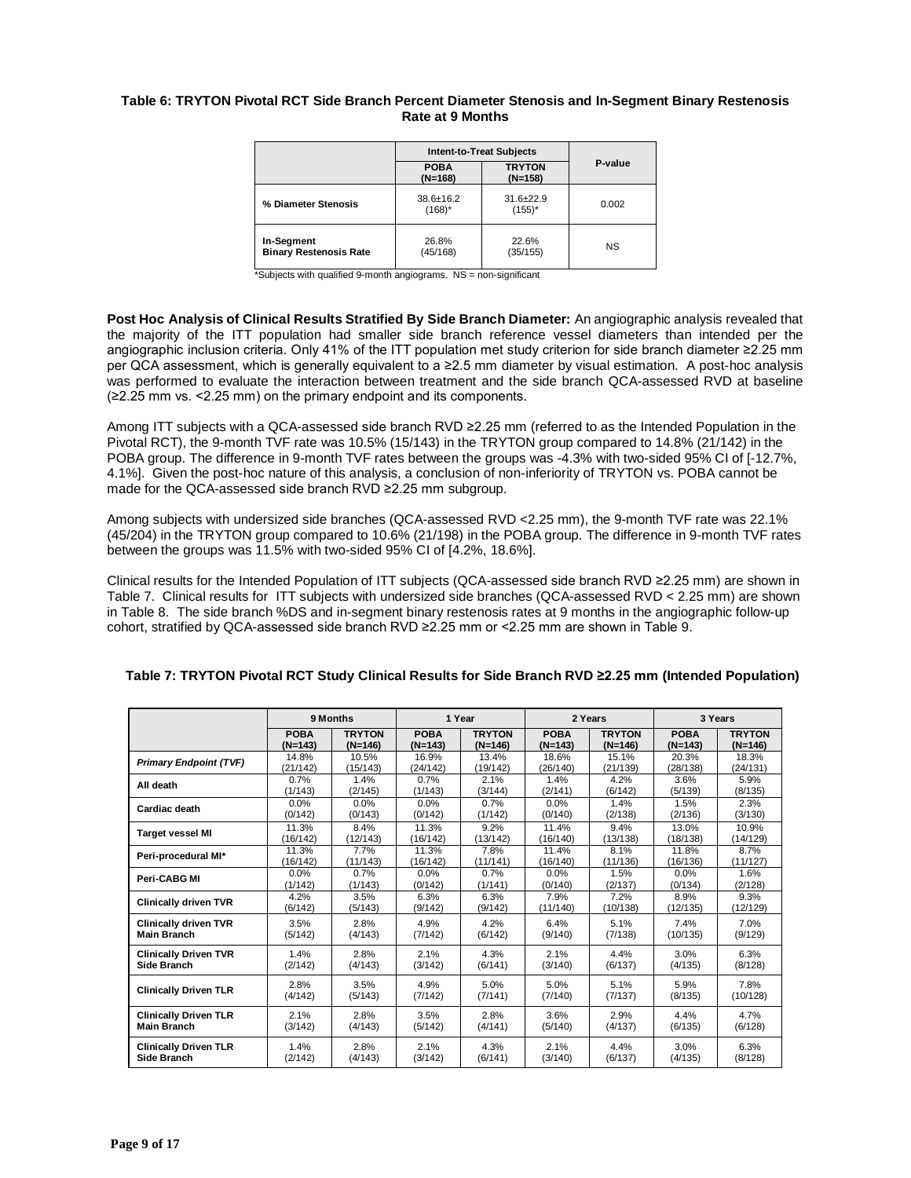**Table 6: TRYTON Pivotal RCT Side Branch Percent Diameter Stenosis and In-Segment Binary Restenosis Rate at 9 Months**

| | Intent-to-Treat Subjects | | P-value |
|---|---|---|---|
| | POBA (N=168) | TRYTON (N=158) | |
| % Diameter Stenosis | 38.6±16.2 (168)* | 31.6±22.9 (155)* | 0.002 |
| In-Segment Binary Restenosis Rate | 26.8% (45/168) | 22.6% (35/155) | NS |

*Subjects with qualified 9-month angiograms. NS = non-significant

**Post Hoc Analysis of Clinical Results Stratified By Side Branch Diameter:** An angiographic analysis revealed that the majority of the ITT population had smaller side branch reference vessel diameters than intended per the angiographic inclusion criteria. Only 41% of the ITT population met study criterion for side branch diameter ≥2.25 mm per QCA assessment, which is generally equivalent to a ≥2.5 mm diameter by visual estimation. A post-hoc analysis was performed to evaluate the interaction between treatment and the side branch QCA-assessed RVD at baseline (≥2.25 mm vs. <2.25 mm) on the primary endpoint and its components.

Among ITT subjects with a QCA-assessed side branch RVD ≥2.25 mm (referred to as the Intended Population in the Pivotal RCT), the 9-month TVF rate was 10.5% (15/143) in the TRYTON group compared to 14.8% (21/142) in the POBA group. The difference in 9-month TVF rates between the groups was -4.3% with two-sided 95% CI of [-12.7%, 4.1%]. Given the post-hoc nature of this analysis, a conclusion of non-inferiority of TRYTON vs. POBA cannot be made for the QCA-assessed side branch RVD ≥2.25 mm subgroup.

Among subjects with undersized side branches (QCA-assessed RVD <2.25 mm), the 9-month TVF rate was 22.1% (45/204) in the TRYTON group compared to 10.6% (21/198) in the POBA group. The difference in 9-month TVF rates between the groups was 11.5% with two-sided 95% CI of [4.2%, 18.6%].

Clinical results for the Intended Population of ITT subjects (QCA-assessed side branch RVD ≥2.25 mm) are shown in Table 7. Clinical results for ITT subjects with undersized side branches (QCA-assessed RVD < 2.25 mm) are shown in Table 8. The side branch %DS and in-segment binary restenosis rates at 9 months in the angiographic follow-up cohort, stratified by QCA-assessed side branch RVD ≥2.25 mm or <2.25 mm are shown in Table 9.

**Table 7: TRYTON Pivotal RCT Study Clinical Results for Side Branch RVD ≥2.25 mm (Intended Population)**

| | 9 Months | | 1 Year | | 2 Years | | 3 Years | |
|---|---|---|---|---|---|---|---|---|
| | POBA (N=143) | TRYTON (N=146) | POBA (N=143) | TRYTON (N=146) | POBA (N=143) | TRYTON (N=146) | POBA (N=143) | TRYTON (N=146) |
| *Primary Endpoint (TVF)* | 14.8% (21/142) | 10.5% (15/143) | 16.9% (24/142) | 13.4% (19/142) | 18.6% (26/140) | 15.1% (21/139) | 20.3% (28/138) | 18.3% (24/131) |
| All death | 0.7% (1/143) | 1.4% (2/145) | 0.7% (1/143) | 2.1% (3/144) | 1.4% (2/141) | 4.2% (6/142) | 3.6% (5/139) | 5.9% (8/135) |
| Cardiac death | 0.0% (0/142) | 0.0% (0/143) | 0.0% (0/142) | 0.7% (1/142) | 0.0% (0/140) | 1.4% (2/138) | 1.5% (2/136) | 2.3% (3/130) |
| Target vessel MI | 11.3% (16/142) | 8.4% (12/143) | 11.3% (16/142) | 9.2% (13/142) | 11.4% (16/140) | 9.4% (13/138) | 13.0% (18/138) | 10.9% (14/129) |
| Peri-procedural MI* | 11.3% (16/142) | 7.7% (11/143) | 11.3% (16/142) | 7.8% (11/141) | 11.4% (16/140) | 8.1% (11/136) | 11.8% (16/136) | 8.7% (11/127) |
| Peri-CABG MI | 0.0% (1/142) | 0.7% (1/143) | 0.0% (0/142) | 0.7% (1/141) | 0.0% (0/140) | 1.5% (2/137) | 0.0% (0/134) | 1.6% (2/128) |
| Clinically driven TVR | 4.2% (6/142) | 3.5% (5/143) | 6.3% (9/142) | 6.3% (9/142) | 7.9% (11/140) | 7.2% (10/138) | 8.9% (12/135) | 9.3% (12/129) |
| Clinically driven TVR Main Branch | 3.5% (5/142) | 2.8% (4/143) | 4.9% (7/142) | 4.2% (6/142) | 6.4% (9/140) | 5.1% (7/138) | 7.4% (10/135) | 7.0% (9/129) |
| Clinically Driven TVR Side Branch | 1.4% (2/142) | 2.8% (4/143) | 2.1% (3/142) | 4.3% (6/141) | 2.1% (3/140) | 4.4% (6/137) | 3.0% (4/135) | 6.3% (8/128) |
| Clinically Driven TLR | 2.8% (4/142) | 3.5% (5/143) | 4.9% (7/142) | 5.0% (7/141) | 5.0% (7/140) | 5.1% (7/137) | 5.9% (8/135) | 7.8% (10/128) |
| Clinically Driven TLR Main Branch | 2.1% (3/142) | 2.8% (4/143) | 3.5% (5/142) | 2.8% (4/141) | 3.6% (5/140) | 2.9% (4/137) | 4.4% (6/135) | 4.7% (6/128) |
| Clinically Driven TLR Side Branch | 1.4% (2/142) | 2.8% (4/143) | 2.1% (3/142) | 4.3% (6/141) | 2.1% (3/140) | 4.4% (6/137) | 3.0% (4/135) | 6.3% (8/128) |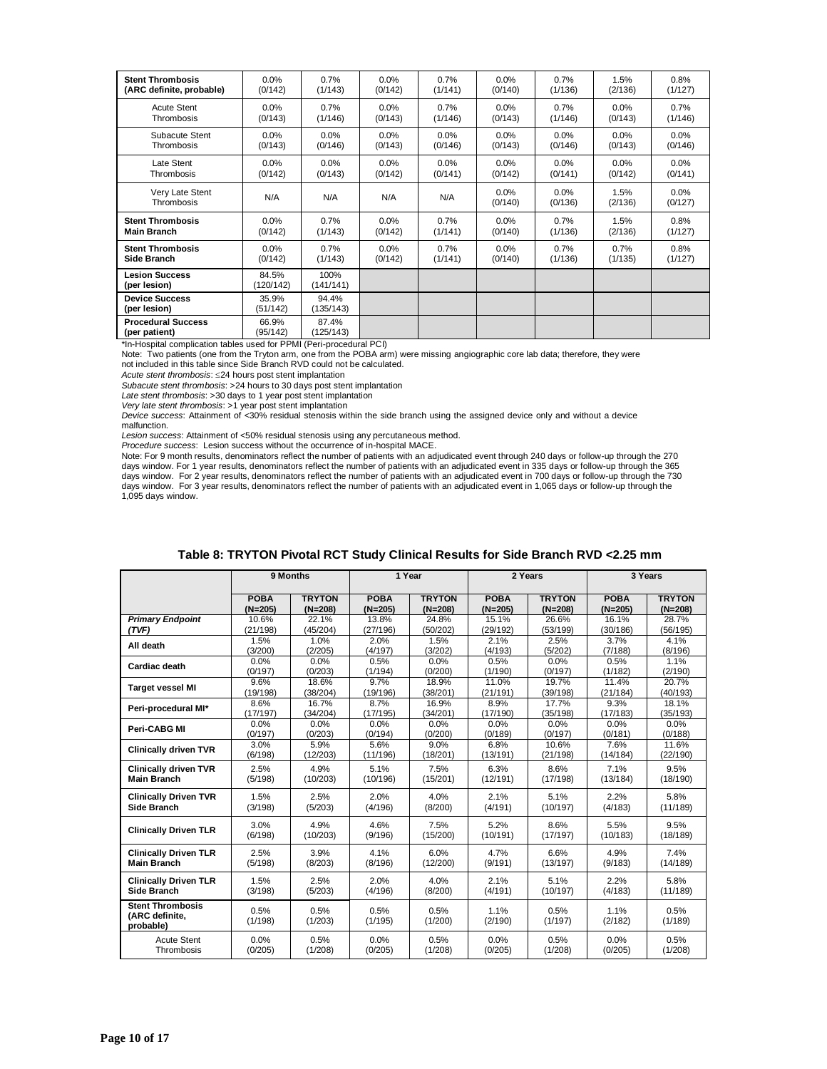| | | | | | | | | |
|---|---|---|---|---|---|---|---|---|
| **Stent Thrombosis (ARC definite, probable)** | 0.0% (0/142) | 0.7% (1/143) | 0.0% (0/142) | 0.7% (1/141) | 0.0% (0/140) | 0.7% (1/136) | 1.5% (2/136) | 0.8% (1/127) |
| Acute Stent Thrombosis | 0.0% (0/143) | 0.7% (1/146) | 0.0% (0/143) | 0.7% (1/146) | 0.0% (0/143) | 0.7% (1/146) | 0.0% (0/143) | 0.7% (1/146) |
| Subacute Stent Thrombosis | 0.0% (0/143) | 0.0% (0/146) | 0.0% (0/143) | 0.0% (0/146) | 0.0% (0/143) | 0.0% (0/146) | 0.0% (0/143) | 0.0% (0/146) |
| Late Stent Thrombosis | 0.0% (0/142) | 0.0% (0/143) | 0.0% (0/142) | 0.0% (0/141) | 0.0% (0/142) | 0.0% (0/141) | 0.0% (0/142) | 0.0% (0/141) |
| Very Late Stent Thrombosis | N/A | N/A | N/A | N/A | 0.0% (0/140) | 0.0% (0/136) | 1.5% (2/136) | 0.0% (0/127) |
| **Stent Thrombosis Main Branch** | 0.0% (0/142) | 0.7% (1/143) | 0.0% (0/142) | 0.7% (1/141) | 0.0% (0/140) | 0.7% (1/136) | 1.5% (2/136) | 0.8% (1/127) |
| **Stent Thrombosis Side Branch** | 0.0% (0/142) | 0.7% (1/143) | 0.0% (0/142) | 0.7% (1/141) | 0.0% (0/140) | 0.7% (1/136) | 0.7% (1/135) | 0.8% (1/127) |
| **Lesion Success (per lesion)** | 84.5% (120/142) | 100% (141/141) | | | | | | |
| **Device Success (per lesion)** | 35.9% (51/142) | 94.4% (135/143) | | | | | | |
| **Procedural Success (per patient)** | 66.9% (95/142) | 87.4% (125/143) | | | | | | |

*In-Hospital complication tables used for PPMI (Peri-procedural PCI)

Note: Two patients (one from the Tryton arm, one from the POBA arm) were missing angiographic core lab data; therefore, they were not included in this table since Side Branch RVD could not be calculated.

*Acute stent thrombosis*: ≤24 hours post stent implantation

*Subacute stent thrombosis*: >24 hours to 30 days post stent implantation

*Late stent thrombosis*: >30 days to 1 year post stent implantation

*Very late stent thrombosis*: >1 year post stent implantation

*Device success*: Attainment of <30% residual stenosis within the side branch using the assigned device only and without a device malfunction.

*Lesion success*: Attainment of <50% residual stenosis using any percutaneous method.

*Procedure success*: Lesion success without the occurrence of in-hospital MACE.

Note: For 9 month results, denominators reflect the number of patients with an adjudicated event through 240 days or follow-up through the 270 days window. For 1 year results, denominators reflect the number of patients with an adjudicated event in 335 days or follow-up through the 365 days window. For 2 year results, denominators reflect the number of patients with an adjudicated event in 700 days or follow-up through the 730 days window. For 3 year results, denominators reflect the number of patients with an adjudicated event in 1,065 days or follow-up through the 1,095 days window.

**Table 8: TRYTON Pivotal RCT Study Clinical Results for Side Branch RVD <2.25 mm**

| | 9 Months | | 1 Year | | 2 Years | | 3 Years | |
|---|---|---|---|---|---|---|---|---|
| | **POBA (N=205)** | **TRYTON (N=208)** | **POBA (N=205)** | **TRYTON (N=208)** | **POBA (N=205)** | **TRYTON (N=208)** | **POBA (N=205)** | **TRYTON (N=208)** |
| ***Primary Endpoint (TVF)*** | 10.6% (21/198) | 22.1% (45/204) | 13.8% (27/196) | 24.8% (50/202) | 15.1% (29/192) | 26.6% (53/199) | 16.1% (30/186) | 28.7% (56/195) |
| **All death** | 1.5% (3/200) | 1.0% (2/205) | 2.0% (4/197) | 1.5% (3/202) | 2.1% (4/193) | 2.5% (5/202) | 3.7% (7/188) | 4.1% (8/196) |
| **Cardiac death** | 0.0% (0/197) | 0.0% (0/203) | 0.5% (1/194) | 0.0% (0/200) | 0.5% (1/190) | 0.0% (0/197) | 0.5% (1/182) | 1.1% (2/190) |
| **Target vessel MI** | 9.6% (19/198) | 18.6% (38/204) | 9.7% (19/196) | 18.9% (38/201) | 11.0% (21/191) | 19.7% (39/198) | 11.4% (21/184) | 20.7% (40/193) |
| **Peri-procedural MI*** | 8.6% (17/197) | 16.7% (34/204) | 8.7% (17/195) | 16.9% (34/201) | 8.9% (17/190) | 17.7% (35/198) | 9.3% (17/183) | 18.1% (35/193) |
| **Peri-CABG MI** | 0.0% (0/197) | 0.0% (0/203) | 0.0% (0/194) | 0.0% (0/200) | 0.0% (0/189) | 0.0% (0/197) | 0.0% (0/181) | 0.0% (0/188) |
| **Clinically driven TVR** | 3.0% (6/198) | 5.9% (12/203) | 5.6% (11/196) | 9.0% (18/201) | 6.8% (13/191) | 10.6% (21/198) | 7.6% (14/184) | 11.6% (22/190) |
| **Clinically driven TVR Main Branch** | 2.5% (5/198) | 4.9% (10/203) | 5.1% (10/196) | 7.5% (15/201) | 6.3% (12/191) | 8.6% (17/198) | 7.1% (13/184) | 9.5% (18/190) |
| **Clinically Driven TVR Side Branch** | 1.5% (3/198) | 2.5% (5/203) | 2.0% (4/196) | 4.0% (8/200) | 2.1% (4/191) | 5.1% (10/197) | 2.2% (4/183) | 5.8% (11/189) |
| **Clinically Driven TLR** | 3.0% (6/198) | 4.9% (10/203) | 4.6% (9/196) | 7.5% (15/200) | 5.2% (10/191) | 8.6% (17/197) | 5.5% (10/183) | 9.5% (18/189) |
| **Clinically Driven TLR Main Branch** | 2.5% (5/198) | 3.9% (8/203) | 4.1% (8/196) | 6.0% (12/200) | 4.7% (9/191) | 6.6% (13/197) | 4.9% (9/183) | 7.4% (14/189) |
| **Clinically Driven TLR Side Branch** | 1.5% (3/198) | 2.5% (5/203) | 2.0% (4/196) | 4.0% (8/200) | 2.1% (4/191) | 5.1% (10/197) | 2.2% (4/183) | 5.8% (11/189) |
| **Stent Thrombosis (ARC definite, probable)** | 0.5% (1/198) | 0.5% (1/203) | 0.5% (1/195) | 0.5% (1/200) | 1.1% (2/190) | 0.5% (1/197) | 1.1% (2/182) | 0.5% (1/189) |
| Acute Stent Thrombosis | 0.0% (0/205) | 0.5% (1/208) | 0.0% (0/205) | 0.5% (1/208) | 0.0% (0/205) | 0.5% (1/208) | 0.0% (0/205) | 0.5% (1/208) |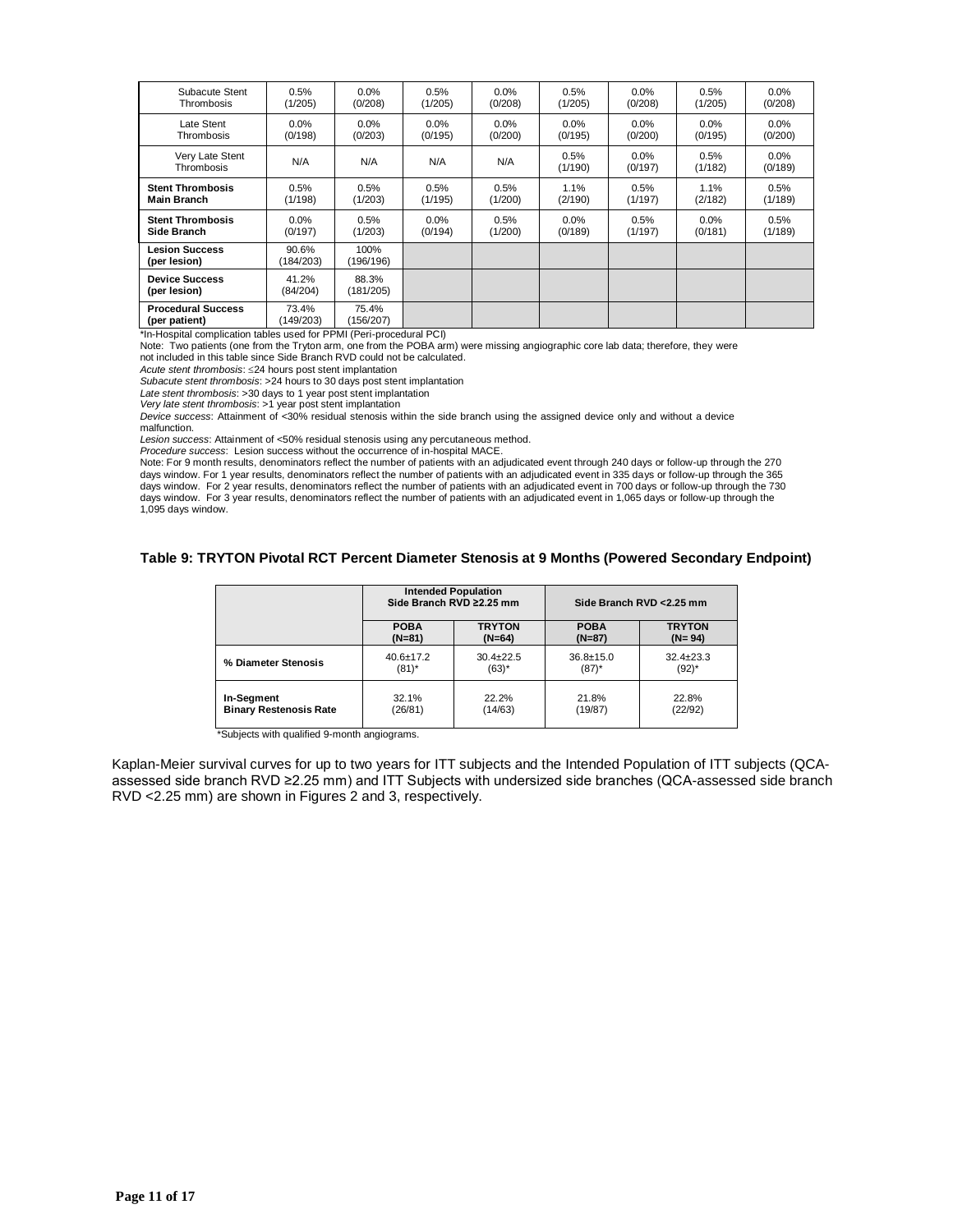| | | | | | | | | |
|---|---|---|---|---|---|---|---|---|
| Subacute Stent Thrombosis | 0.5% (1/205) | 0.0% (0/208) | 0.5% (1/205) | 0.0% (0/208) | 0.5% (1/205) | 0.0% (0/208) | 0.5% (1/205) | 0.0% (0/208) |
| Late Stent Thrombosis | 0.0% (0/198) | 0.0% (0/203) | 0.0% (0/195) | 0.0% (0/200) | 0.0% (0/195) | 0.0% (0/200) | 0.0% (0/195) | 0.0% (0/200) |
| Very Late Stent Thrombosis | N/A | N/A | N/A | N/A | 0.5% (1/190) | 0.0% (0/197) | 0.5% (1/182) | 0.0% (0/189) |
| **Stent Thrombosis Main Branch** | 0.5% (1/198) | 0.5% (1/203) | 0.5% (1/195) | 0.5% (1/200) | 1.1% (2/190) | 0.5% (1/197) | 1.1% (2/182) | 0.5% (1/189) |
| **Stent Thrombosis Side Branch** | 0.0% (0/197) | 0.5% (1/203) | 0.0% (0/194) | 0.5% (1/200) | 0.0% (0/189) | 0.5% (1/197) | 0.0% (0/181) | 0.5% (1/189) |
| **Lesion Success (per lesion)** | 90.6% (184/203) | 100% (196/196) | | | | | | |
| **Device Success (per lesion)** | 41.2% (84/204) | 88.3% (181/205) | | | | | | |
| **Procedural Success (per patient)** | 73.4% (149/203) | 75.4% (156/207) | | | | | | |

*In-Hospital complication tables used for PPMI (Peri-procedural PCI)

Note: Two patients (one from the Tryton arm, one from the POBA arm) were missing angiographic core lab data; therefore, they were not included in this table since Side Branch RVD could not be calculated.

*Acute stent thrombosis*: ≤24 hours post stent implantation

*Subacute stent thrombosis*: >24 hours to 30 days post stent implantation

*Late stent thrombosis*: >30 days to 1 year post stent implantation

*Very late stent thrombosis*: >1 year post stent implantation

*Device success*: Attainment of <30% residual stenosis within the side branch using the assigned device only and without a device malfunction.

*Lesion success*: Attainment of <50% residual stenosis using any percutaneous method.

*Procedure success*: Lesion success without the occurrence of in-hospital MACE.

Note: For 9 month results, denominators reflect the number of patients with an adjudicated event through 240 days or follow-up through the 270 days window. For 1 year results, denominators reflect the number of patients with an adjudicated event in 335 days or follow-up through the 365 days window. For 2 year results, denominators reflect the number of patients with an adjudicated event in 700 days or follow-up through the 730 days window. For 3 year results, denominators reflect the number of patients with an adjudicated event in 1,065 days or follow-up through the 1,095 days window.

**Table 9: TRYTON Pivotal RCT Percent Diameter Stenosis at 9 Months (Powered Secondary Endpoint)**

| | Intended Population Side Branch RVD ≥2.25 mm | | Side Branch RVD <2.25 mm | |
|---|---|---|---|---|
| | **POBA (N=81)** | **TRYTON (N=64)** | **POBA (N=87)** | **TRYTON (N= 94)** |
| **% Diameter Stenosis** | 40.6±17.2 (81)* | 30.4±22.5 (63)* | 36.8±15.0 (87)* | 32.4±23.3 (92)* |
| **In-Segment Binary Restenosis Rate** | 32.1% (26/81) | 22.2% (14/63) | 21.8% (19/87) | 22.8% (22/92) |

*Subjects with qualified 9-month angiograms.

Kaplan-Meier survival curves for up to two years for ITT subjects and the Intended Population of ITT subjects (QCA-assessed side branch RVD ≥2.25 mm) and ITT Subjects with undersized side branches (QCA-assessed side branch RVD <2.25 mm) are shown in Figures 2 and 3, respectively.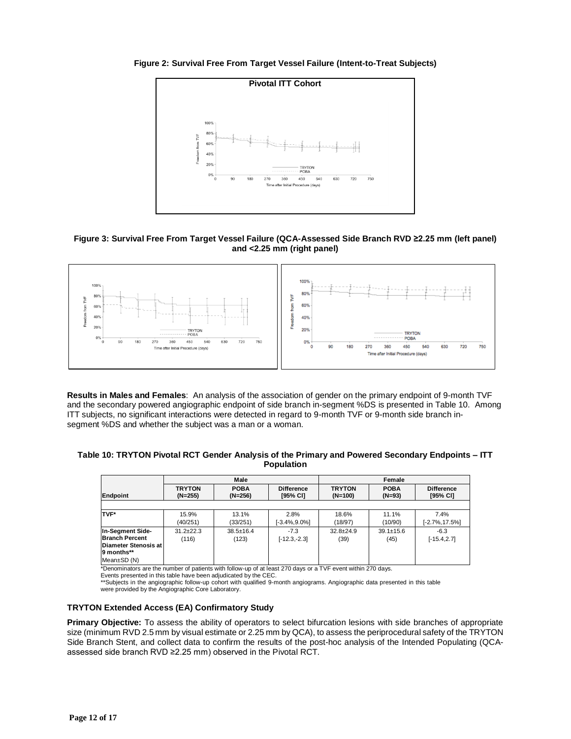**Figure 2: Survival Free From Target Vessel Failure (Intent-to-Treat Subjects)**

**Figure 3: Survival Free From Target Vessel Failure (QCA-Assessed Side Branch RVD ≥2.25 mm (left panel) and <2.25 mm (right panel)**

**Results in Males and Females**: An analysis of the association of gender on the primary endpoint of 9-month TVF and the secondary powered angiographic endpoint of side branch in-segment %DS is presented in Table 10. Among ITT subjects, no significant interactions were detected in regard to 9-month TVF or 9-month side branch in-segment %DS and whether the subject was a man or a woman.

**Table 10: TRYTON Pivotal RCT Gender Analysis of the Primary and Powered Secondary Endpoints – ITT Population**

| | Male | | | Female | | |
|---|---|---|---|---|---|---|
| **Endpoint** | **TRYTON (N=255)** | **POBA (N=256)** | **Difference [95% CI]** | **TRYTON (N=100)** | **POBA (N=93)** | **Difference [95% CI]** |
| **TVF*** | 15.9% (40/251) | 13.1% (33/251) | 2.8% [-3.4%,9.0%] | 18.6% (18/97) | 11.1% (10/90) | 7.4% [-2.7%,17.5%] |
| **In-Segment Side-Branch Percent Diameter Stenosis at 9 months**** Mean±SD (N) | 31.2±22.3 (116) | 38.5±16.4 (123) | -7.3 [-12.3,-2.3] | 32.8±24.9 (39) | 39.1±15.6 (45) | -6.3 [-15.4,2.7] |

*Denominators are the number of patients with follow-up of at least 270 days or a TVF event within 270 days.
Events presented in this table have been adjudicated by the CEC.
**Subjects in the angiographic follow-up cohort with qualified 9-month angiograms. Angiographic data presented in this table were provided by the Angiographic Core Laboratory.

### TRYTON Extended Access (EA) Confirmatory Study

**Primary Objective:** To assess the ability of operators to select bifurcation lesions with side branches of appropriate size (minimum RVD 2.5 mm by visual estimate or 2.25 mm by QCA), to assess the periprocedural safety of the TRYTON Side Branch Stent, and collect data to confirm the results of the post-hoc analysis of the Intended Populating (QCA-assessed side branch RVD ≥2.25 mm) observed in the Pivotal RCT.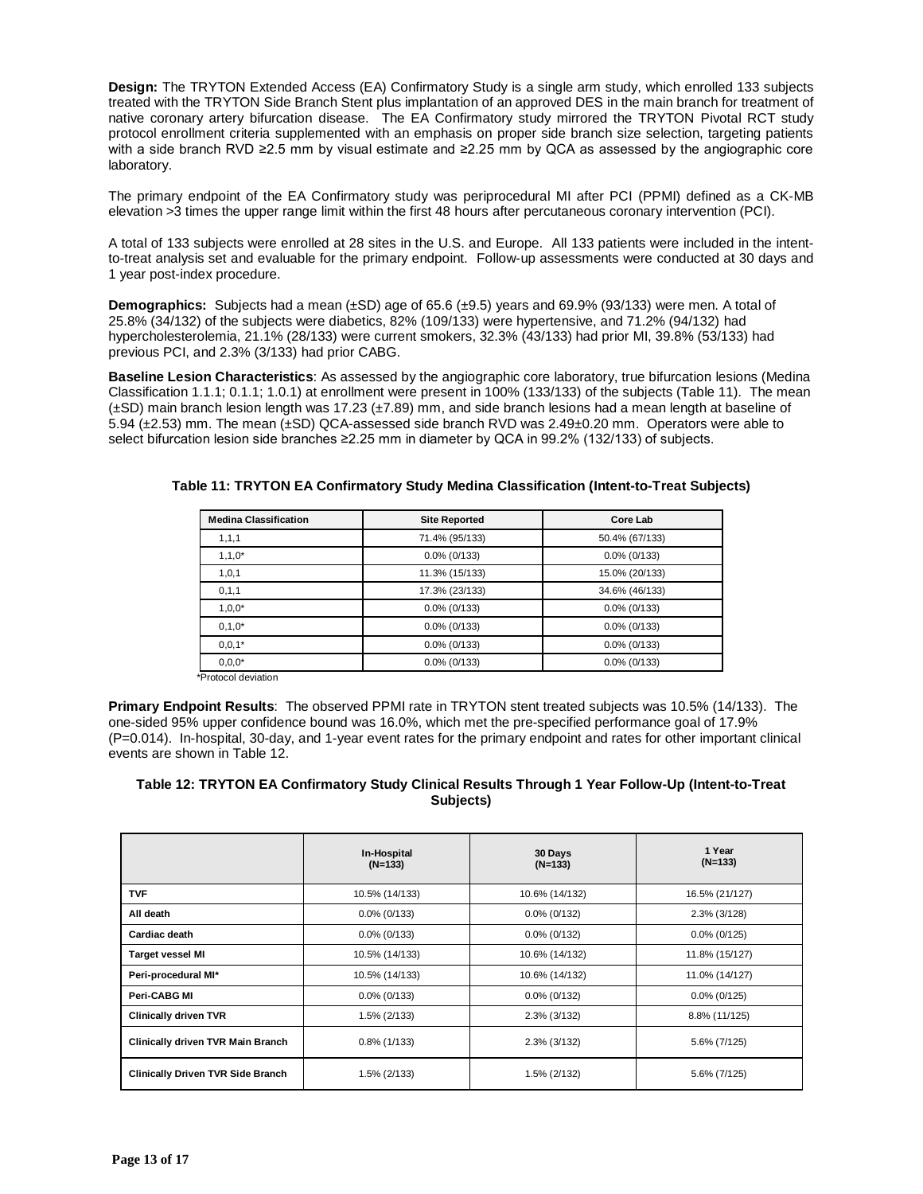**Design:** The TRYTON Extended Access (EA) Confirmatory Study is a single arm study, which enrolled 133 subjects treated with the TRYTON Side Branch Stent plus implantation of an approved DES in the main branch for treatment of native coronary artery bifurcation disease. The EA Confirmatory study mirrored the TRYTON Pivotal RCT study protocol enrollment criteria supplemented with an emphasis on proper side branch size selection, targeting patients with a side branch RVD ≥2.5 mm by visual estimate and ≥2.25 mm by QCA as assessed by the angiographic core laboratory.

The primary endpoint of the EA Confirmatory study was periprocedural MI after PCI (PPMI) defined as a CK-MB elevation >3 times the upper range limit within the first 48 hours after percutaneous coronary intervention (PCI).

A total of 133 subjects were enrolled at 28 sites in the U.S. and Europe. All 133 patients were included in the intent-to-treat analysis set and evaluable for the primary endpoint. Follow-up assessments were conducted at 30 days and 1 year post-index procedure.

**Demographics:** Subjects had a mean (±SD) age of 65.6 (±9.5) years and 69.9% (93/133) were men. A total of 25.8% (34/132) of the subjects were diabetics, 82% (109/133) were hypertensive, and 71.2% (94/132) had hypercholesterolemia, 21.1% (28/133) were current smokers, 32.3% (43/133) had prior MI, 39.8% (53/133) had previous PCI, and 2.3% (3/133) had prior CABG.

**Baseline Lesion Characteristics**: As assessed by the angiographic core laboratory, true bifurcation lesions (Medina Classification 1.1.1; 0.1.1; 1.0.1) at enrollment were present in 100% (133/133) of the subjects (Table 11). The mean (±SD) main branch lesion length was 17.23 (±7.89) mm, and side branch lesions had a mean length at baseline of 5.94 (±2.53) mm. The mean (±SD) QCA-assessed side branch RVD was 2.49±0.20 mm. Operators were able to select bifurcation lesion side branches ≥2.25 mm in diameter by QCA in 99.2% (132/133) of subjects.

**Table 11: TRYTON EA Confirmatory Study Medina Classification (Intent-to-Treat Subjects)**

| Medina Classification | Site Reported | Core Lab |
|---|---|---|
| 1,1,1 | 71.4% (95/133) | 50.4% (67/133) |
| 1,1,0* | 0.0% (0/133) | 0.0% (0/133) |
| 1,0,1 | 11.3% (15/133) | 15.0% (20/133) |
| 0,1,1 | 17.3% (23/133) | 34.6% (46/133) |
| 1,0,0* | 0.0% (0/133) | 0.0% (0/133) |
| 0,1,0* | 0.0% (0/133) | 0.0% (0/133) |
| 0,0,1* | 0.0% (0/133) | 0.0% (0/133) |
| 0,0,0* | 0.0% (0/133) | 0.0% (0/133) |

*Protocol deviation

**Primary Endpoint Results**: The observed PPMI rate in TRYTON stent treated subjects was 10.5% (14/133). The one-sided 95% upper confidence bound was 16.0%, which met the pre-specified performance goal of 17.9% (P=0.014). In-hospital, 30-day, and 1-year event rates for the primary endpoint and rates for other important clinical events are shown in Table 12.

**Table 12: TRYTON EA Confirmatory Study Clinical Results Through 1 Year Follow-Up (Intent-to-Treat Subjects)**

| | In-Hospital (N=133) | 30 Days (N=133) | 1 Year (N=133) |
|---|---|---|---|
| **TVF** | 10.5% (14/133) | 10.6% (14/132) | 16.5% (21/127) |
| **All death** | 0.0% (0/133) | 0.0% (0/132) | 2.3% (3/128) |
| **Cardiac death** | 0.0% (0/133) | 0.0% (0/132) | 0.0% (0/125) |
| **Target vessel MI** | 10.5% (14/133) | 10.6% (14/132) | 11.8% (15/127) |
| **Peri-procedural MI*** | 10.5% (14/133) | 10.6% (14/132) | 11.0% (14/127) |
| **Peri-CABG MI** | 0.0% (0/133) | 0.0% (0/132) | 0.0% (0/125) |
| **Clinically driven TVR** | 1.5% (2/133) | 2.3% (3/132) | 8.8% (11/125) |
| **Clinically driven TVR Main Branch** | 0.8% (1/133) | 2.3% (3/132) | 5.6% (7/125) |
| **Clinically Driven TVR Side Branch** | 1.5% (2/133) | 1.5% (2/132) | 5.6% (7/125) |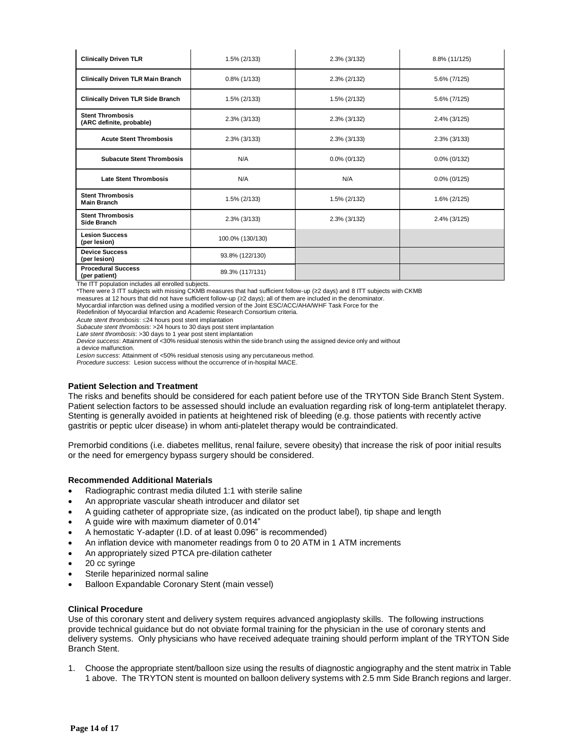| | | | |
|---|---|---|---|
| **Clinically Driven TLR** | 1.5% (2/133) | 2.3% (3/132) | 8.8% (11/125) |
| **Clinically Driven TLR Main Branch** | 0.8% (1/133) | 2.3% (2/132) | 5.6% (7/125) |
| **Clinically Driven TLR Side Branch** | 1.5% (2/133) | 1.5% (2/132) | 5.6% (7/125) |
| **Stent Thrombosis (ARC definite, probable)** | 2.3% (3/133) | 2.3% (3/132) | 2.4% (3/125) |
| **Acute Stent Thrombosis** | 2.3% (3/133) | 2.3% (3/133) | 2.3% (3/133) |
| **Subacute Stent Thrombosis** | N/A | 0.0% (0/132) | 0.0% (0/132) |
| **Late Stent Thrombosis** | N/A | N/A | 0.0% (0/125) |
| **Stent Thrombosis Main Branch** | 1.5% (2/133) | 1.5% (2/132) | 1.6% (2/125) |
| **Stent Thrombosis Side Branch** | 2.3% (3/133) | 2.3% (3/132) | 2.4% (3/125) |
| **Lesion Success (per lesion)** | 100.0% (130/130) | | |
| **Device Success (per lesion)** | 93.8% (122/130) | | |
| **Procedural Success (per patient)** | 89.3% (117/131) | | |

The ITT population includes all enrolled subjects.
*There were 3 ITT subjects with missing CKMB measures that had sufficient follow-up (≥2 days) and 8 ITT subjects with CKMB measures at 12 hours that did not have sufficient follow-up (≥2 days); all of them are included in the denominator.
Myocardial infarction was defined using a modified version of the Joint ESC/ACC/AHA/WHF Task Force for the Redefinition of Myocardial Infarction and Academic Research Consortium criteria.
*Acute stent thrombosis*: ≤24 hours post stent implantation
*Subacute stent thrombosis*: >24 hours to 30 days post stent implantation
*Late stent thrombosis*: >30 days to 1 year post stent implantation
*Device success*: Attainment of <30% residual stenosis within the side branch using the assigned device only and without a device malfunction.
*Lesion success*: Attainment of <50% residual stenosis using any percutaneous method.
*Procedure success*: Lesion success without the occurrence of in-hospital MACE.

### Patient Selection and Treatment

The risks and benefits should be considered for each patient before use of the TRYTON Side Branch Stent System. Patient selection factors to be assessed should include an evaluation regarding risk of long-term antiplatelet therapy. Stenting is generally avoided in patients at heightened risk of bleeding (e.g. those patients with recently active gastritis or peptic ulcer disease) in whom anti-platelet therapy would be contraindicated.

Premorbid conditions (i.e. diabetes mellitus, renal failure, severe obesity) that increase the risk of poor initial results or the need for emergency bypass surgery should be considered.

### Recommended Additional Materials

- Radiographic contrast media diluted 1:1 with sterile saline
- An appropriate vascular sheath introducer and dilator set
- A guiding catheter of appropriate size, (as indicated on the product label), tip shape and length
- A guide wire with maximum diameter of 0.014"
- A hemostatic Y-adapter (I.D. of at least 0.096" is recommended)
- An inflation device with manometer readings from 0 to 20 ATM in 1 ATM increments
- An appropriately sized PTCA pre-dilation catheter
- 20 cc syringe
- Sterile heparinized normal saline
- Balloon Expandable Coronary Stent (main vessel)

### Clinical Procedure

Use of this coronary stent and delivery system requires advanced angioplasty skills. The following instructions provide technical guidance but do not obviate formal training for the physician in the use of coronary stents and delivery systems. Only physicians who have received adequate training should perform implant of the TRYTON Side Branch Stent.

1. Choose the appropriate stent/balloon size using the results of diagnostic angiography and the stent matrix in Table 1 above. The TRYTON stent is mounted on balloon delivery systems with 2.5 mm Side Branch regions and larger.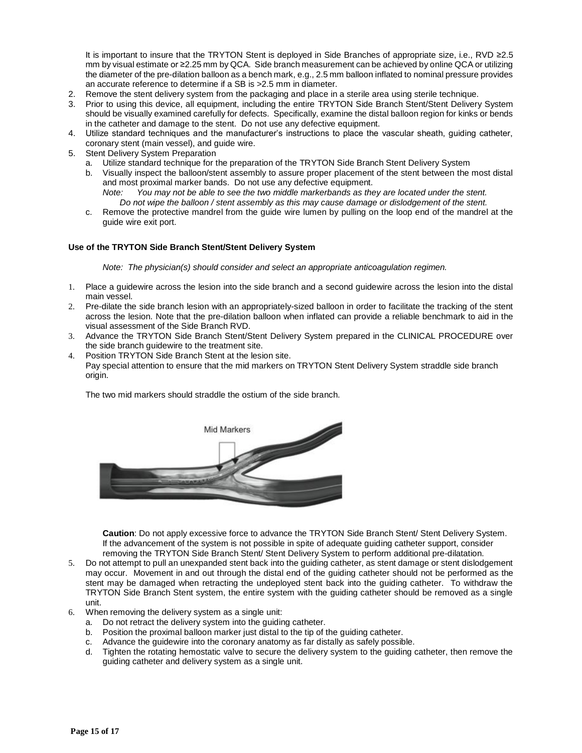It is important to insure that the TRYTON Stent is deployed in Side Branches of appropriate size, i.e., RVD ≥2.5 mm by visual estimate or ≥2.25 mm by QCA. Side branch measurement can be achieved by online QCA or utilizing the diameter of the pre-dilation balloon as a bench mark, e.g., 2.5 mm balloon inflated to nominal pressure provides an accurate reference to determine if a SB is >2.5 mm in diameter.

2. Remove the stent delivery system from the packaging and place in a sterile area using sterile technique.
3. Prior to using this device, all equipment, including the entire TRYTON Side Branch Stent/Stent Delivery System should be visually examined carefully for defects. Specifically, examine the distal balloon region for kinks or bends in the catheter and damage to the stent. Do not use any defective equipment.
4. Utilize standard techniques and the manufacturer's instructions to place the vascular sheath, guiding catheter, coronary stent (main vessel), and guide wire.
5. Stent Delivery System Preparation
   a. Utilize standard technique for the preparation of the TRYTON Side Branch Stent Delivery System
   b. Visually inspect the balloon/stent assembly to assure proper placement of the stent between the most distal and most proximal marker bands. Do not use any defective equipment.
      *Note: You may not be able to see the two middle markerbands as they are located under the stent. Do not wipe the balloon / stent assembly as this may cause damage or dislodgement of the stent.*
   c. Remove the protective mandrel from the guide wire lumen by pulling on the loop end of the mandrel at the guide wire exit port.

**Use of the TRYTON Side Branch Stent/Stent Delivery System**

*Note: The physician(s) should consider and select an appropriate anticoagulation regimen.*

1. Place a guidewire across the lesion into the side branch and a second guidewire across the lesion into the distal main vessel.
2. Pre-dilate the side branch lesion with an appropriately-sized balloon in order to facilitate the tracking of the stent across the lesion. Note that the pre-dilation balloon when inflated can provide a reliable benchmark to aid in the visual assessment of the Side Branch RVD.
3. Advance the TRYTON Side Branch Stent/Stent Delivery System prepared in the CLINICAL PROCEDURE over the side branch guidewire to the treatment site.
4. Position TRYTON Side Branch Stent at the lesion site.
   Pay special attention to ensure that the mid markers on TRYTON Stent Delivery System straddle side branch origin.

   The two mid markers should straddle the ostium of the side branch.

   Mid Markers

   **Caution**: Do not apply excessive force to advance the TRYTON Side Branch Stent/ Stent Delivery System. If the advancement of the system is not possible in spite of adequate guiding catheter support, consider removing the TRYTON Side Branch Stent/ Stent Delivery System to perform additional pre-dilatation.
5. Do not attempt to pull an unexpanded stent back into the guiding catheter, as stent damage or stent dislodgement may occur. Movement in and out through the distal end of the guiding catheter should not be performed as the stent may be damaged when retracting the undeployed stent back into the guiding catheter. To withdraw the TRYTON Side Branch Stent system, the entire system with the guiding catheter should be removed as a single unit.
6. When removing the delivery system as a single unit:
   a. Do not retract the delivery system into the guiding catheter.
   b. Position the proximal balloon marker just distal to the tip of the guiding catheter.
   c. Advance the guidewire into the coronary anatomy as far distally as safely possible.
   d. Tighten the rotating hemostatic valve to secure the delivery system to the guiding catheter, then remove the guiding catheter and delivery system as a single unit.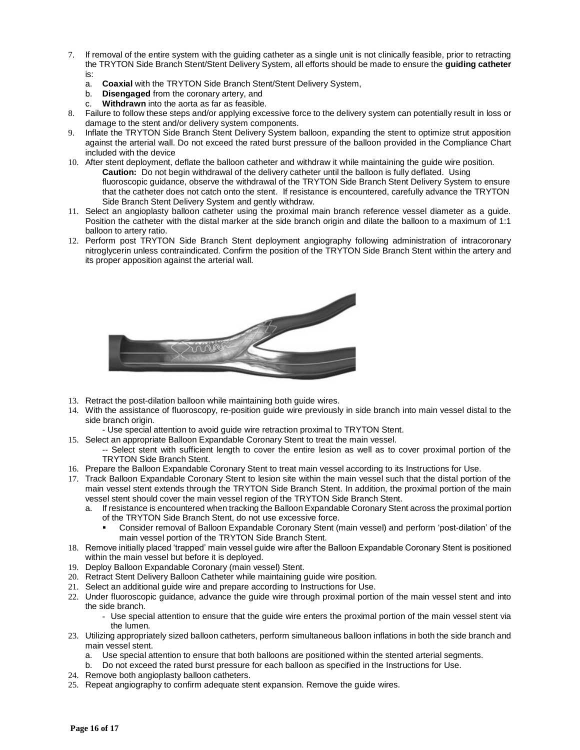7. If removal of the entire system with the guiding catheter as a single unit is not clinically feasible, prior to retracting the TRYTON Side Branch Stent/Stent Delivery System, all efforts should be made to ensure the **guiding catheter** is:
   a. **Coaxial** with the TRYTON Side Branch Stent/Stent Delivery System,
   b. **Disengaged** from the coronary artery, and
   c. **Withdrawn** into the aorta as far as feasible.
8. Failure to follow these steps and/or applying excessive force to the delivery system can potentially result in loss or damage to the stent and/or delivery system components.
9. Inflate the TRYTON Side Branch Stent Delivery System balloon, expanding the stent to optimize strut apposition against the arterial wall. Do not exceed the rated burst pressure of the balloon provided in the Compliance Chart included with the device
10. After stent deployment, deflate the balloon catheter and withdraw it while maintaining the guide wire position.
    **Caution:** Do not begin withdrawal of the delivery catheter until the balloon is fully deflated. Using fluoroscopic guidance, observe the withdrawal of the TRYTON Side Branch Stent Delivery System to ensure that the catheter does not catch onto the stent. If resistance is encountered, carefully advance the TRYTON Side Branch Stent Delivery System and gently withdraw.
11. Select an angioplasty balloon catheter using the proximal main branch reference vessel diameter as a guide. Position the catheter with the distal marker at the side branch origin and dilate the balloon to a maximum of 1:1 balloon to artery ratio.
12. Perform post TRYTON Side Branch Stent deployment angiography following administration of intracoronary nitroglycerin unless contraindicated. Confirm the position of the TRYTON Side Branch Stent within the artery and its proper apposition against the arterial wall.

13. Retract the post-dilation balloon while maintaining both guide wires.
14. With the assistance of fluoroscopy, re-position guide wire previously in side branch into main vessel distal to the side branch origin.
    - Use special attention to avoid guide wire retraction proximal to TRYTON Stent.
15. Select an appropriate Balloon Expandable Coronary Stent to treat the main vessel.
    -- Select stent with sufficient length to cover the entire lesion as well as to cover proximal portion of the TRYTON Side Branch Stent.
16. Prepare the Balloon Expandable Coronary Stent to treat main vessel according to its Instructions for Use.
17. Track Balloon Expandable Coronary Stent to lesion site within the main vessel such that the distal portion of the main vessel stent extends through the TRYTON Side Branch Stent. In addition, the proximal portion of the main vessel stent should cover the main vessel region of the TRYTON Side Branch Stent.
    a. If resistance is encountered when tracking the Balloon Expandable Coronary Stent across the proximal portion of the TRYTON Side Branch Stent, do not use excessive force.
       - Consider removal of Balloon Expandable Coronary Stent (main vessel) and perform 'post-dilation' of the main vessel portion of the TRYTON Side Branch Stent.
18. Remove initially placed 'trapped' main vessel guide wire after the Balloon Expandable Coronary Stent is positioned within the main vessel but before it is deployed.
19. Deploy Balloon Expandable Coronary (main vessel) Stent.
20. Retract Stent Delivery Balloon Catheter while maintaining guide wire position.
21. Select an additional guide wire and prepare according to Instructions for Use.
22. Under fluoroscopic guidance, advance the guide wire through proximal portion of the main vessel stent and into the side branch.
    - Use special attention to ensure that the guide wire enters the proximal portion of the main vessel stent via the lumen.
23. Utilizing appropriately sized balloon catheters, perform simultaneous balloon inflations in both the side branch and main vessel stent.
    a. Use special attention to ensure that both balloons are positioned within the stented arterial segments.
    b. Do not exceed the rated burst pressure for each balloon as specified in the Instructions for Use.
24. Remove both angioplasty balloon catheters.
25. Repeat angiography to confirm adequate stent expansion. Remove the guide wires.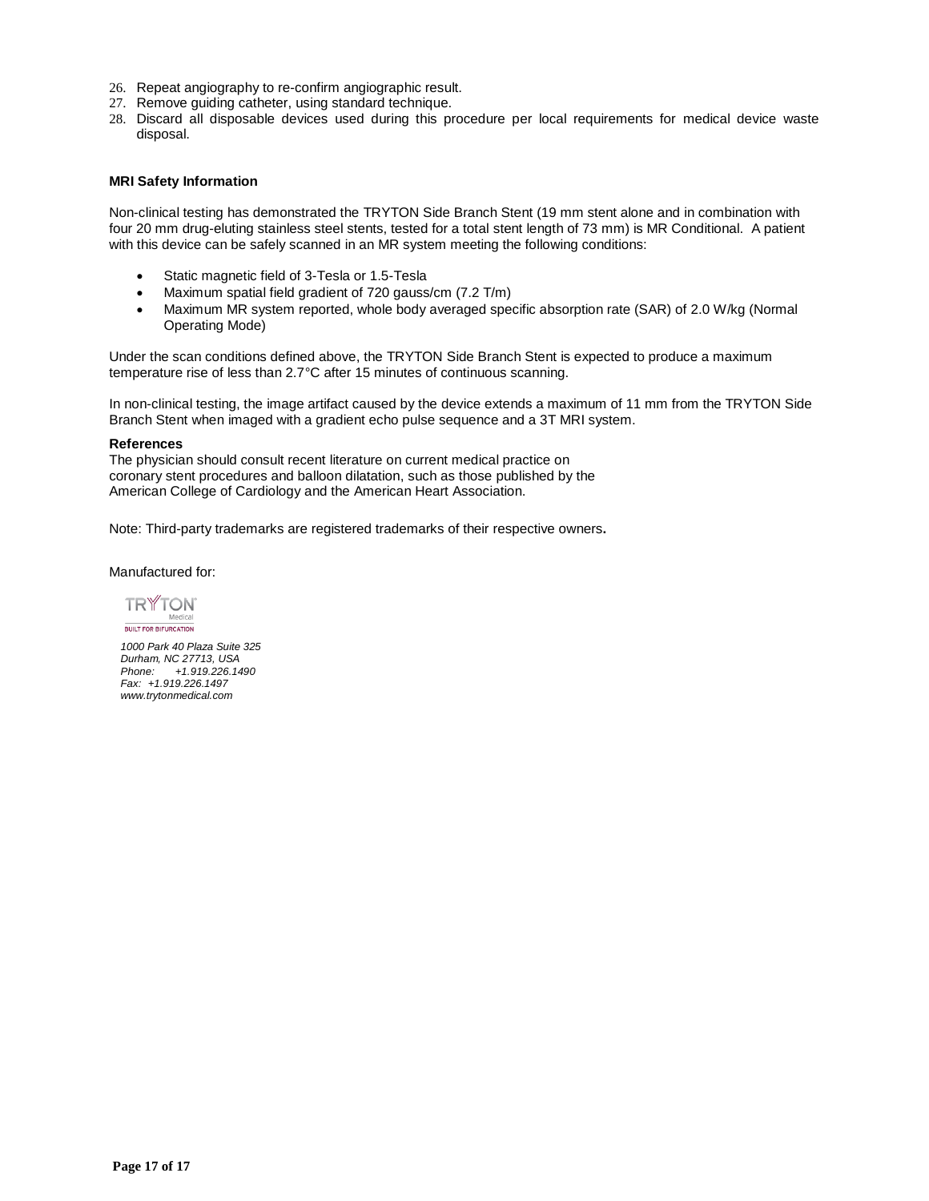26. Repeat angiography to re-confirm angiographic result.
27. Remove guiding catheter, using standard technique.
28. Discard all disposable devices used during this procedure per local requirements for medical device waste disposal.

**MRI Safety Information**

Non-clinical testing has demonstrated the TRYTON Side Branch Stent (19 mm stent alone and in combination with four 20 mm drug-eluting stainless steel stents, tested for a total stent length of 73 mm) is MR Conditional. A patient with this device can be safely scanned in an MR system meeting the following conditions:

- Static magnetic field of 3-Tesla or 1.5-Tesla
- Maximum spatial field gradient of 720 gauss/cm (7.2 T/m)
- Maximum MR system reported, whole body averaged specific absorption rate (SAR) of 2.0 W/kg (Normal Operating Mode)

Under the scan conditions defined above, the TRYTON Side Branch Stent is expected to produce a maximum temperature rise of less than 2.7°C after 15 minutes of continuous scanning.

In non-clinical testing, the image artifact caused by the device extends a maximum of 11 mm from the TRYTON Side Branch Stent when imaged with a gradient echo pulse sequence and a 3T MRI system.

**References**

The physician should consult recent literature on current medical practice on coronary stent procedures and balloon dilatation, such as those published by the American College of Cardiology and the American Heart Association.

Note: Third-party trademarks are registered trademarks of their respective owners**.**

Manufactured for:

TRYTON Medical
BUILT FOR BIFURCATION

*1000 Park 40 Plaza Suite 325*
*Durham, NC 27713, USA*
*Phone: +1.919.226.1490*
*Fax: +1.919.226.1497*
*www.trytonmedical.com*